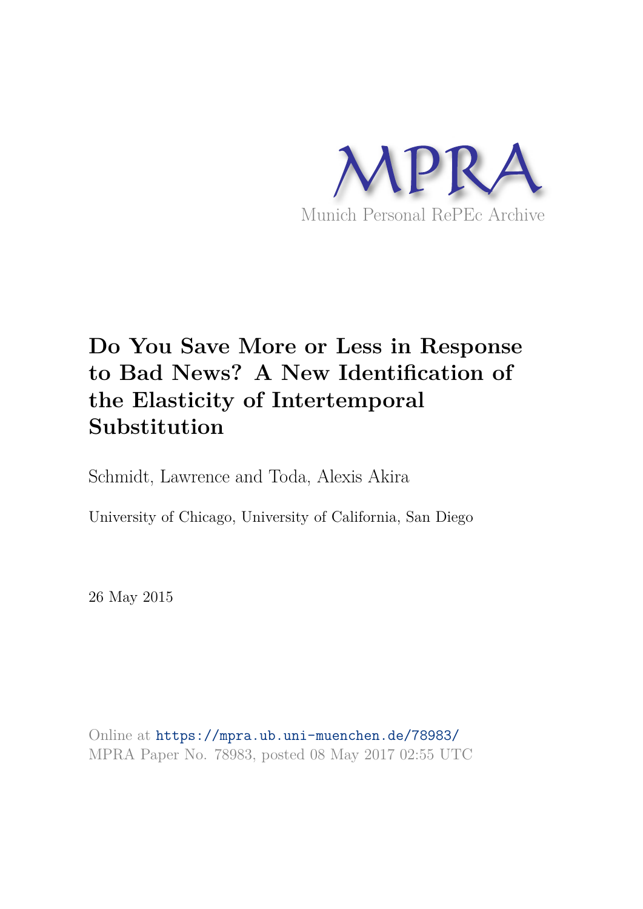MPRA

Munich Personal RePEc Archive

# Do You Save More or Less in Response to Bad News? A New Identification of the Elasticity of Intertemporal Substitution

Schmidt, Lawrence and Toda, Alexis Akira

University of Chicago, University of California, San Diego

26 May 2015

Online at https://mpra.ub.uni-muenchen.de/78983/
MPRA Paper No. 78983, posted 08 May 2017 02:55 UTC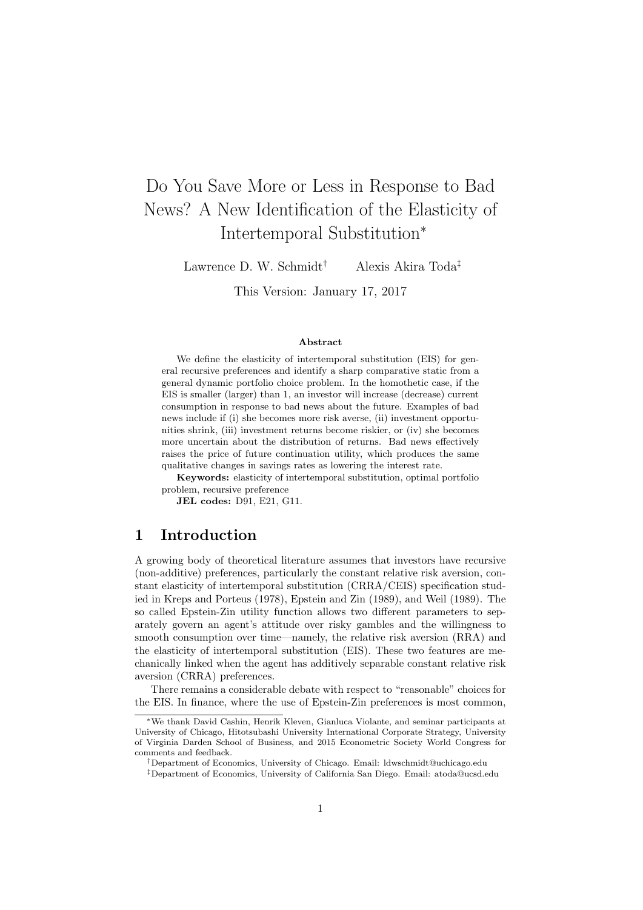# Do You Save More or Less in Response to Bad News? A New Identification of the Elasticity of Intertemporal Substitution*

Lawrence D. W. Schmidt[†] Alexis Akira Toda[‡]

This Version: January 17, 2017

### Abstract

We define the elasticity of intertemporal substitution (EIS) for general recursive preferences and identify a sharp comparative static from a general dynamic portfolio choice problem. In the homothetic case, if the EIS is smaller (larger) than 1, an investor will increase (decrease) current consumption in response to bad news about the future. Examples of bad news include if (i) she becomes more risk averse, (ii) investment opportunities shrink, (iii) investment returns become riskier, or (iv) she becomes more uncertain about the distribution of returns. Bad news effectively raises the price of future continuation utility, which produces the same qualitative changes in savings rates as lowering the interest rate.

**Keywords:** elasticity of intertemporal substitution, optimal portfolio problem, recursive preference

**JEL codes:** D91, E21, G11.

## 1 Introduction

A growing body of theoretical literature assumes that investors have recursive (non-additive) preferences, particularly the constant relative risk aversion, constant elasticity of intertemporal substitution (CRRA/CEIS) specification studied in Kreps and Porteus (1978), Epstein and Zin (1989), and Weil (1989). The so called Epstein-Zin utility function allows two different parameters to separately govern an agent's attitude over risky gambles and the willingness to smooth consumption over time—namely, the relative risk aversion (RRA) and the elasticity of intertemporal substitution (EIS). These two features are mechanically linked when the agent has additively separable constant relative risk aversion (CRRA) preferences.

There remains a considerable debate with respect to "reasonable" choices for the EIS. In finance, where the use of Epstein-Zin preferences is most common,

---

*We thank David Cashin, Henrik Kleven, Gianluca Violante, and seminar participants at University of Chicago, Hitotsubashi University International Corporate Strategy, University of Virginia Darden School of Business, and 2015 Econometric Society World Congress for comments and feedback.

[†]Department of Economics, University of Chicago. Email: ldwschmidt@uchicago.edu

[‡]Department of Economics, University of California San Diego. Email: atoda@ucsd.edu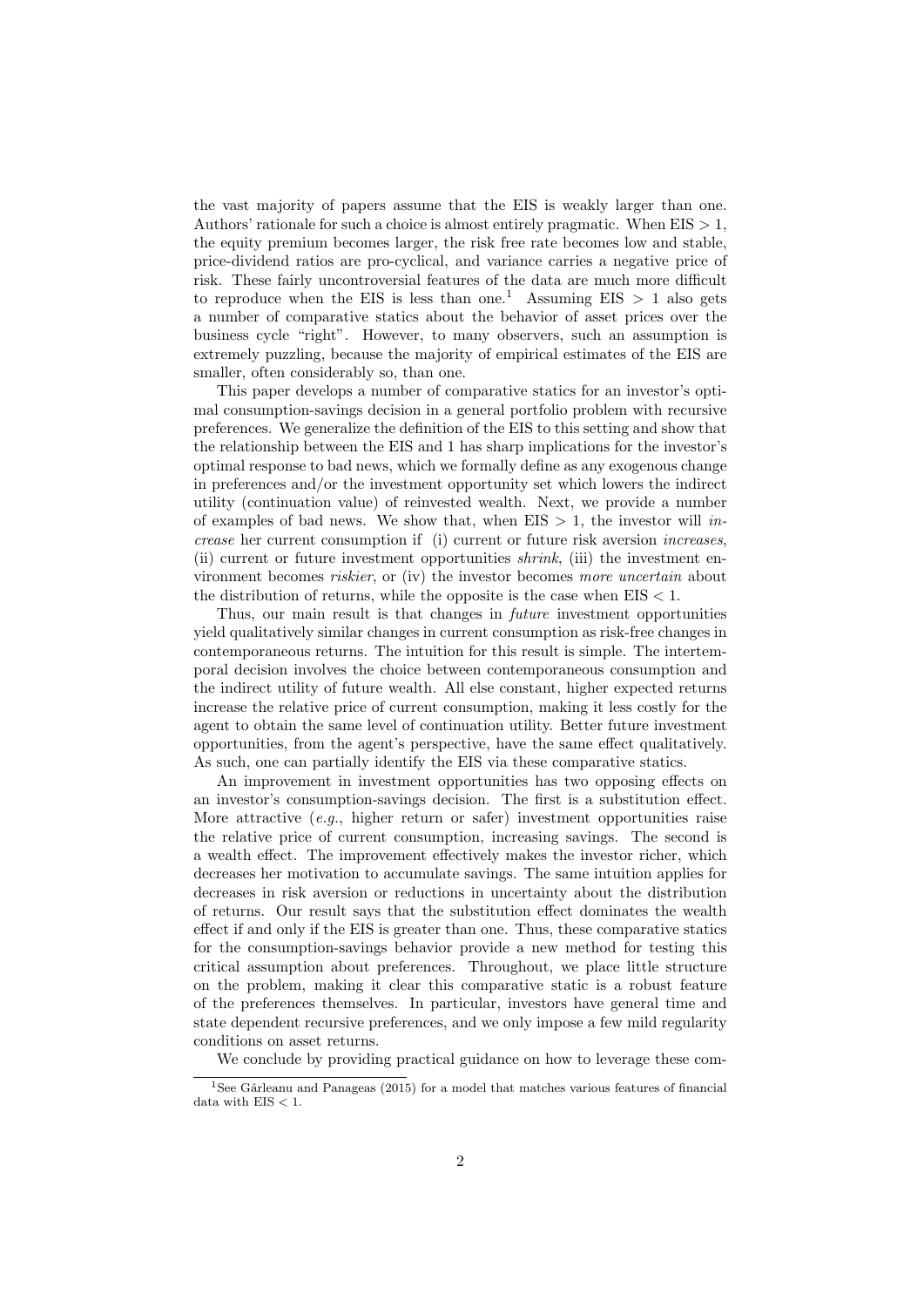the vast majority of papers assume that the EIS is weakly larger than one. Authors' rationale for such a choice is almost entirely pragmatic. When EIS $> 1$, the equity premium becomes larger, the risk free rate becomes low and stable, price-dividend ratios are pro-cyclical, and variance carries a negative price of risk. These fairly uncontroversial features of the data are much more difficult to reproduce when the EIS is less than one.[1] Assuming EIS $> 1$ also gets a number of comparative statics about the behavior of asset prices over the business cycle "right". However, to many observers, such an assumption is extremely puzzling, because the majority of empirical estimates of the EIS are smaller, often considerably so, than one.

This paper develops a number of comparative statics for an investor's optimal consumption-savings decision in a general portfolio problem with recursive preferences. We generalize the definition of the EIS to this setting and show that the relationship between the EIS and 1 has sharp implications for the investor's optimal response to bad news, which we formally define as any exogenous change in preferences and/or the investment opportunity set which lowers the indirect utility (continuation value) of reinvested wealth. Next, we provide a number of examples of bad news. We show that, when EIS $> 1$, the investor will *increase* her current consumption if (i) current or future risk aversion *increases*, (ii) current or future investment opportunities *shrink*, (iii) the investment environment becomes *riskier*, or (iv) the investor becomes *more uncertain* about the distribution of returns, while the opposite is the case when EIS $< 1$.

Thus, our main result is that changes in *future* investment opportunities yield qualitatively similar changes in current consumption as risk-free changes in contemporaneous returns. The intuition for this result is simple. The intertemporal decision involves the choice between contemporaneous consumption and the indirect utility of future wealth. All else constant, higher expected returns increase the relative price of current consumption, making it less costly for the agent to obtain the same level of continuation utility. Better future investment opportunities, from the agent's perspective, have the same effect qualitatively. As such, one can partially identify the EIS via these comparative statics.

An improvement in investment opportunities has two opposing effects on an investor's consumption-savings decision. The first is a substitution effect. More attractive (*e.g.*, higher return or safer) investment opportunities raise the relative price of current consumption, increasing savings. The second is a wealth effect. The improvement effectively makes the investor richer, which decreases her motivation to accumulate savings. The same intuition applies for decreases in risk aversion or reductions in uncertainty about the distribution of returns. Our result says that the substitution effect dominates the wealth effect if and only if the EIS is greater than one. Thus, these comparative statics for the consumption-savings behavior provide a new method for testing this critical assumption about preferences. Throughout, we place little structure on the problem, making it clear this comparative static is a robust feature of the preferences themselves. In particular, investors have general time and state dependent recursive preferences, and we only impose a few mild regularity conditions on asset returns.

We conclude by providing practical guidance on how to leverage these com-

[1] See Gârleanu and Panageas (2015) for a model that matches various features of financial data with EIS $< 1$.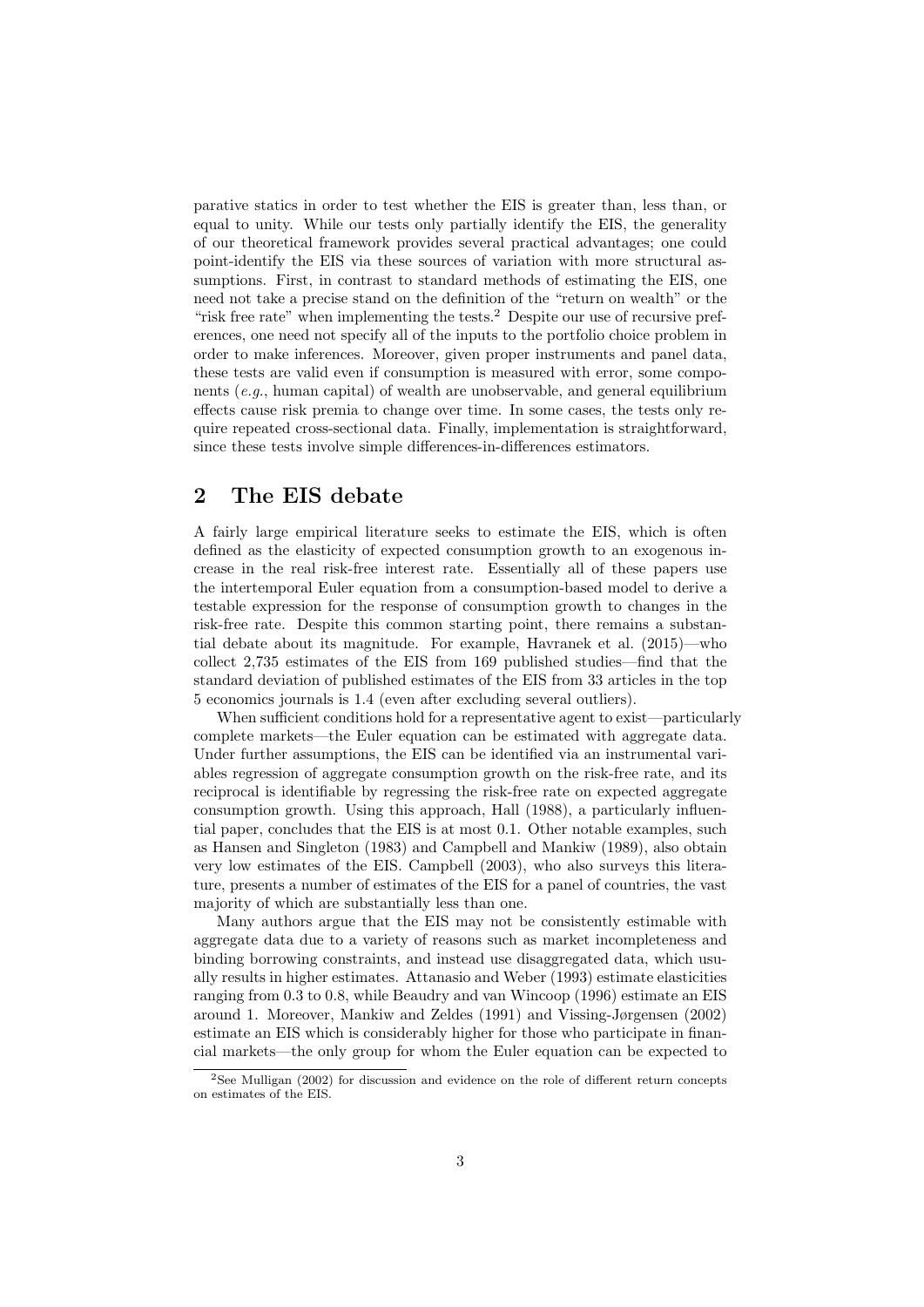parative statics in order to test whether the EIS is greater than, less than, or equal to unity. While our tests only partially identify the EIS, the generality of our theoretical framework provides several practical advantages; one could point-identify the EIS via these sources of variation with more structural assumptions. First, in contrast to standard methods of estimating the EIS, one need not take a precise stand on the definition of the "return on wealth" or the "risk free rate" when implementing the tests.[2] Despite our use of recursive preferences, one need not specify all of the inputs to the portfolio choice problem in order to make inferences. Moreover, given proper instruments and panel data, these tests are valid even if consumption is measured with error, some components (*e.g.*, human capital) of wealth are unobservable, and general equilibrium effects cause risk premia to change over time. In some cases, the tests only require repeated cross-sectional data. Finally, implementation is straightforward, since these tests involve simple differences-in-differences estimators.

## 2 The EIS debate

A fairly large empirical literature seeks to estimate the EIS, which is often defined as the elasticity of expected consumption growth to an exogenous increase in the real risk-free interest rate. Essentially all of these papers use the intertemporal Euler equation from a consumption-based model to derive a testable expression for the response of consumption growth to changes in the risk-free rate. Despite this common starting point, there remains a substantial debate about its magnitude. For example, Havranek et al. (2015)—who collect 2,735 estimates of the EIS from 169 published studies—find that the standard deviation of published estimates of the EIS from 33 articles in the top 5 economics journals is 1.4 (even after excluding several outliers).

When sufficient conditions hold for a representative agent to exist—particularly complete markets—the Euler equation can be estimated with aggregate data. Under further assumptions, the EIS can be identified via an instrumental variables regression of aggregate consumption growth on the risk-free rate, and its reciprocal is identifiable by regressing the risk-free rate on expected aggregate consumption growth. Using this approach, Hall (1988), a particularly influential paper, concludes that the EIS is at most 0.1. Other notable examples, such as Hansen and Singleton (1983) and Campbell and Mankiw (1989), also obtain very low estimates of the EIS. Campbell (2003), who also surveys this literature, presents a number of estimates of the EIS for a panel of countries, the vast majority of which are substantially less than one.

Many authors argue that the EIS may not be consistently estimable with aggregate data due to a variety of reasons such as market incompleteness and binding borrowing constraints, and instead use disaggregated data, which usually results in higher estimates. Attanasio and Weber (1993) estimate elasticities ranging from 0.3 to 0.8, while Beaudry and van Wincoop (1996) estimate an EIS around 1. Moreover, Mankiw and Zeldes (1991) and Vissing-Jørgensen (2002) estimate an EIS which is considerably higher for those who participate in financial markets—the only group for whom the Euler equation can be expected to

[2] See Mulligan (2002) for discussion and evidence on the role of different return concepts on estimates of the EIS.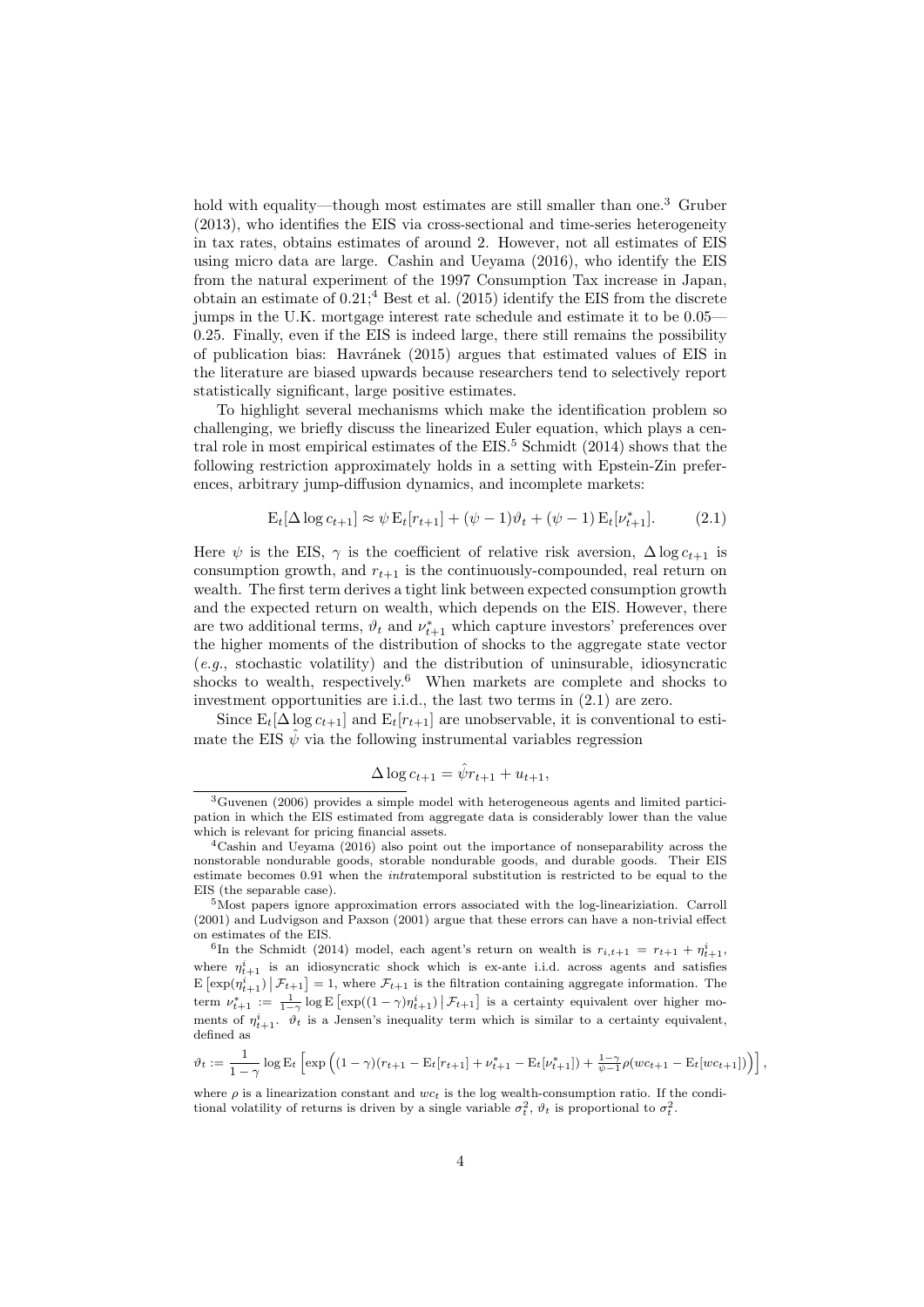hold with equality—though most estimates are still smaller than one.[3] Gruber (2013), who identifies the EIS via cross-sectional and time-series heterogeneity in tax rates, obtains estimates of around 2. However, not all estimates of EIS using micro data are large. Cashin and Ueyama (2016), who identify the EIS from the natural experiment of the 1997 Consumption Tax increase in Japan, obtain an estimate of 0.21;[4] Best et al. (2015) identify the EIS from the discrete jumps in the U.K. mortgage interest rate schedule and estimate it to be 0.05—0.25. Finally, even if the EIS is indeed large, there still remains the possibility of publication bias: Havránek (2015) argues that estimated values of EIS in the literature are biased upwards because researchers tend to selectively report statistically significant, large positive estimates.

To highlight several mechanisms which make the identification problem so challenging, we briefly discuss the linearized Euler equation, which plays a central role in most empirical estimates of the EIS.[5] Schmidt (2014) shows that the following restriction approximately holds in a setting with Epstein-Zin preferences, arbitrary jump-diffusion dynamics, and incomplete markets:

$$\mathrm{E}_t[\Delta \log c_{t+1}] \approx \psi \, \mathrm{E}_t[r_{t+1}] + (\psi - 1)\vartheta_t + (\psi - 1)\, \mathrm{E}_t[\nu^*_{t+1}]. \tag{2.1}$$

Here $\psi$ is the EIS, $\gamma$ is the coefficient of relative risk aversion, $\Delta \log c_{t+1}$ is consumption growth, and $r_{t+1}$ is the continuously-compounded, real return on wealth. The first term derives a tight link between expected consumption growth and the expected return on wealth, which depends on the EIS. However, there are two additional terms, $\vartheta_t$ and $\nu^*_{t+1}$ which capture investors' preferences over the higher moments of the distribution of shocks to the aggregate state vector (*e.g.*, stochastic volatility) and the distribution of uninsurable, idiosyncratic shocks to wealth, respectively.[6] When markets are complete and shocks to investment opportunities are i.i.d., the last two terms in (2.1) are zero.

Since $\mathrm{E}_t[\Delta \log c_{t+1}]$ and $\mathrm{E}_t[r_{t+1}]$ are unobservable, it is conventional to estimate the EIS $\hat{\psi}$ via the following instrumental variables regression

$$\Delta \log c_{t+1} = \hat{\psi} r_{t+1} + u_{t+1},$$

[3] Guvenen (2006) provides a simple model with heterogeneous agents and limited participation in which the EIS estimated from aggregate data is considerably lower than the value which is relevant for pricing financial assets.

[4] Cashin and Ueyama (2016) also point out the importance of nonseparability across the nonstorable nondurable goods, storable nondurable goods, and durable goods. Their EIS estimate becomes 0.91 when the *intra*temporal substitution is restricted to be equal to the EIS (the separable case).

[5] Most papers ignore approximation errors associated with the log-lineariziation. Carroll (2001) and Ludvigson and Paxson (2001) argue that these errors can have a non-trivial effect on estimates of the EIS.

[6] In the Schmidt (2014) model, each agent's return on wealth is $r_{i,t+1} = r_{t+1} + \eta^i_{t+1}$, where $\eta^i_{t+1}$ is an idiosyncratic shock which is ex-ante i.i.d. across agents and satisfies $\mathrm{E}\left[\exp(\eta^i_{t+1}) \,\middle|\, \mathcal{F}_{t+1}\right] = 1$, where $\mathcal{F}_{t+1}$ is the filtration containing aggregate information. The term $\nu^*_{t+1} := \frac{1}{1-\gamma} \log \mathrm{E}\left[\exp((1-\gamma)\eta^i_{t+1}) \,\middle|\, \mathcal{F}_{t+1}\right]$ is a certainty equivalent over higher moments of $\eta^i_{t+1}$. $\vartheta_t$ is a Jensen's inequality term which is similar to a certainty equivalent, defined as

$$\vartheta_t := \frac{1}{1-\gamma} \log \mathrm{E}_t \left[\exp\left((1-\gamma)(r_{t+1} - \mathrm{E}_t[r_{t+1}] + \nu^*_{t+1} - \mathrm{E}_t[\nu^*_{t+1}]) + \tfrac{1-\gamma}{\psi-1}\rho(wc_{t+1} - \mathrm{E}_t[wc_{t+1}])\right)\right],$$

where $\rho$ is a linearization constant and $wc_t$ is the log wealth-consumption ratio. If the conditional volatility of returns is driven by a single variable $\sigma^2_t$, $\vartheta_t$ is proportional to $\sigma^2_t$.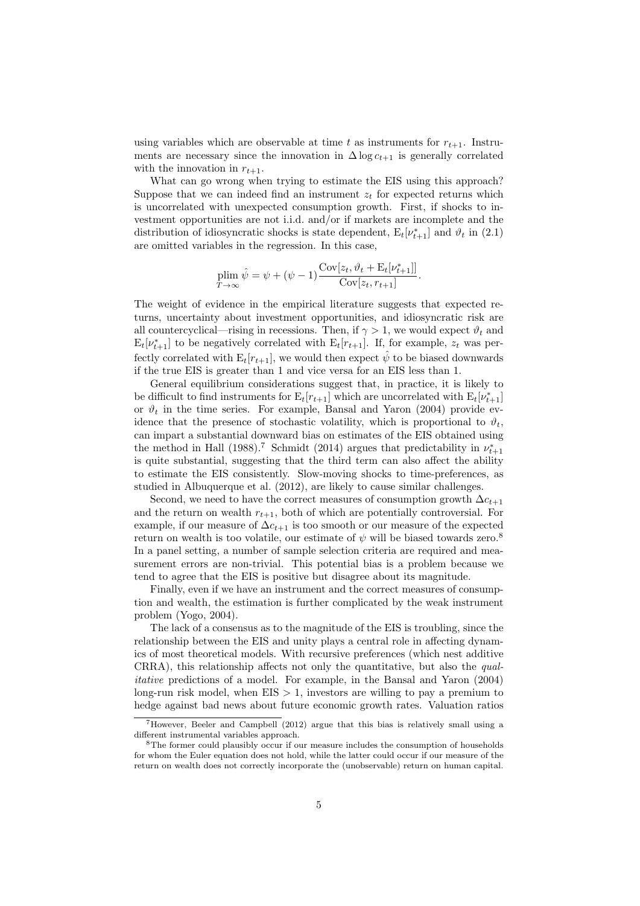using variables which are observable at time $t$ as instruments for $r_{t+1}$. Instruments are necessary since the innovation in $\Delta \log c_{t+1}$ is generally correlated with the innovation in $r_{t+1}$.

What can go wrong when trying to estimate the EIS using this approach? Suppose that we can indeed find an instrument $z_t$ for expected returns which is uncorrelated with unexpected consumption growth. First, if shocks to investment opportunities are not i.i.d. and/or if markets are incomplete and the distribution of idiosyncratic shocks is state dependent, $\mathrm{E}_t[\nu^*_{t+1}]$ and $\vartheta_t$ in (2.1) are omitted variables in the regression. In this case,

$$\operatorname*{plim}_{T\to\infty} \hat{\psi} = \psi + (\psi - 1)\frac{\mathrm{Cov}[z_t, \vartheta_t + \mathrm{E}_t[\nu^*_{t+1}]]}{\mathrm{Cov}[z_t, r_{t+1}]}.$$

The weight of evidence in the empirical literature suggests that expected returns, uncertainty about investment opportunities, and idiosyncratic risk are all countercyclical—rising in recessions. Then, if $\gamma > 1$, we would expect $\vartheta_t$ and $\mathrm{E}_t[\nu^*_{t+1}]$ to be negatively correlated with $\mathrm{E}_t[r_{t+1}]$. If, for example, $z_t$ was perfectly correlated with $\mathrm{E}_t[r_{t+1}]$, we would then expect $\hat{\psi}$ to be biased downwards if the true EIS is greater than 1 and vice versa for an EIS less than 1.

General equilibrium considerations suggest that, in practice, it is likely to be difficult to find instruments for $\mathrm{E}_t[r_{t+1}]$ which are uncorrelated with $\mathrm{E}_t[\nu^*_{t+1}]$ or $\vartheta_t$ in the time series. For example, Bansal and Yaron (2004) provide evidence that the presence of stochastic volatility, which is proportional to $\vartheta_t$, can impart a substantial downward bias on estimates of the EIS obtained using the method in Hall (1988).[7] Schmidt (2014) argues that predictability in $\nu^*_{t+1}$ is quite substantial, suggesting that the third term can also affect the ability to estimate the EIS consistently. Slow-moving shocks to time-preferences, as studied in Albuquerque et al. (2012), are likely to cause similar challenges.

Second, we need to have the correct measures of consumption growth $\Delta c_{t+1}$ and the return on wealth $r_{t+1}$, both of which are potentially controversial. For example, if our measure of $\Delta c_{t+1}$ is too smooth or our measure of the expected return on wealth is too volatile, our estimate of $\psi$ will be biased towards zero.[8] In a panel setting, a number of sample selection criteria are required and measurement errors are non-trivial. This potential bias is a problem because we tend to agree that the EIS is positive but disagree about its magnitude.

Finally, even if we have an instrument and the correct measures of consumption and wealth, the estimation is further complicated by the weak instrument problem (Yogo, 2004).

The lack of a consensus as to the magnitude of the EIS is troubling, since the relationship between the EIS and unity plays a central role in affecting dynamics of most theoretical models. With recursive preferences (which nest additive CRRA), this relationship affects not only the quantitative, but also the *qualitative* predictions of a model. For example, in the Bansal and Yaron (2004) long-run risk model, when EIS $> 1$, investors are willing to pay a premium to hedge against bad news about future economic growth rates. Valuation ratios

[7] However, Beeler and Campbell (2012) argue that this bias is relatively small using a different instrumental variables approach.

[8] The former could plausibly occur if our measure includes the consumption of households for whom the Euler equation does not hold, while the latter could occur if our measure of the return on wealth does not correctly incorporate the (unobservable) return on human capital.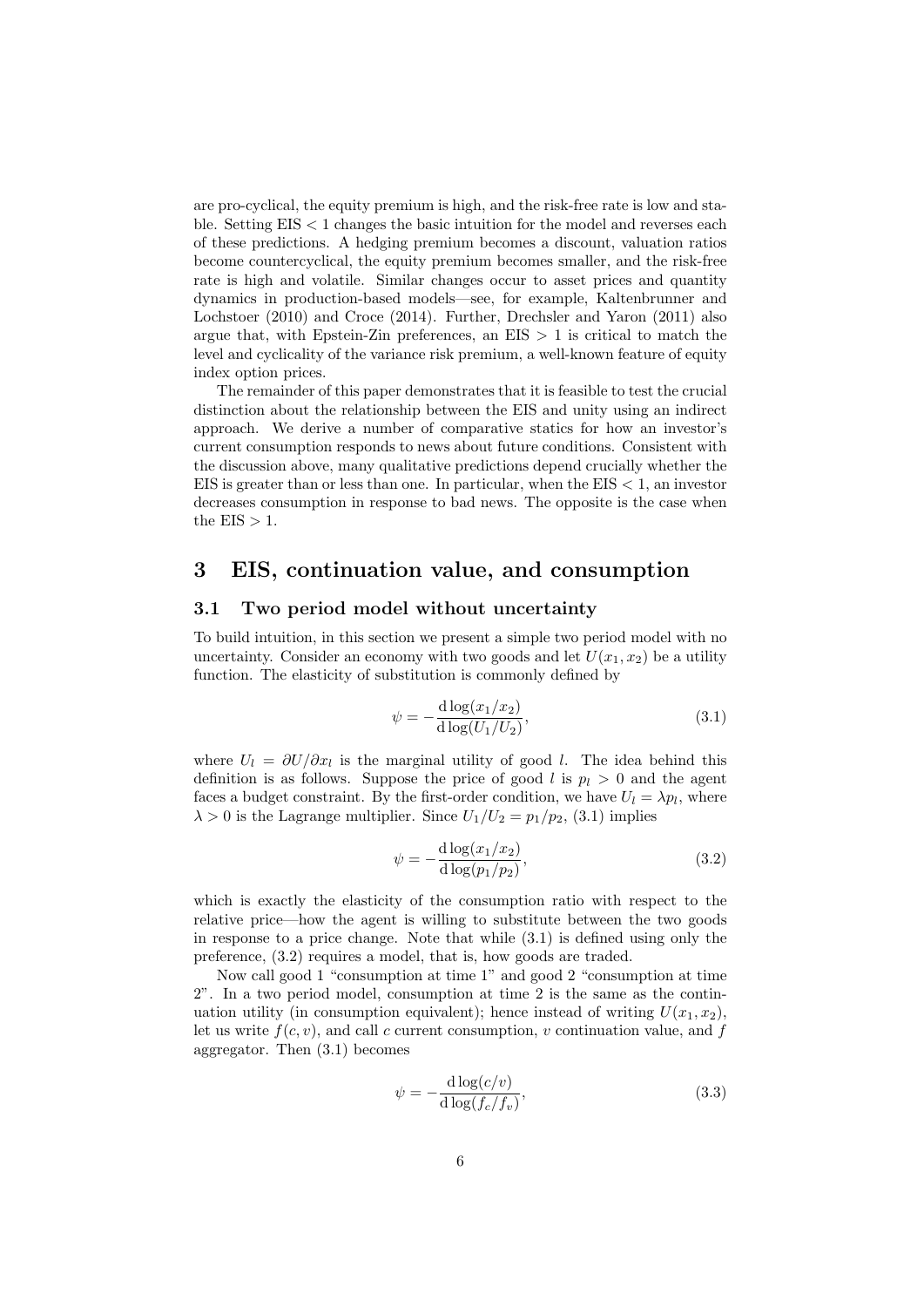are pro-cyclical, the equity premium is high, and the risk-free rate is low and stable. Setting EIS $< 1$ changes the basic intuition for the model and reverses each of these predictions. A hedging premium becomes a discount, valuation ratios become countercyclical, the equity premium becomes smaller, and the risk-free rate is high and volatile. Similar changes occur to asset prices and quantity dynamics in production-based models—see, for example, Kaltenbrunner and Lochstoer (2010) and Croce (2014). Further, Drechsler and Yaron (2011) also argue that, with Epstein-Zin preferences, an EIS $> 1$ is critical to match the level and cyclicality of the variance risk premium, a well-known feature of equity index option prices.

The remainder of this paper demonstrates that it is feasible to test the crucial distinction about the relationship between the EIS and unity using an indirect approach. We derive a number of comparative statics for how an investor's current consumption responds to news about future conditions. Consistent with the discussion above, many qualitative predictions depend crucially whether the EIS is greater than or less than one. In particular, when the EIS $< 1$, an investor decreases consumption in response to bad news. The opposite is the case when the EIS $> 1$.

# 3 EIS, continuation value, and consumption

## 3.1 Two period model without uncertainty

To build intuition, in this section we present a simple two period model with no uncertainty. Consider an economy with two goods and let $U(x_1, x_2)$ be a utility function. The elasticity of substitution is commonly defined by

$$\psi = -\frac{\mathrm{d}\log(x_1/x_2)}{\mathrm{d}\log(U_1/U_2)}, \tag{3.1}$$

where $U_l = \partial U/\partial x_l$ is the marginal utility of good $l$. The idea behind this definition is as follows. Suppose the price of good $l$ is $p_l > 0$ and the agent faces a budget constraint. By the first-order condition, we have $U_l = \lambda p_l$, where $\lambda > 0$ is the Lagrange multiplier. Since $U_1/U_2 = p_1/p_2$, (3.1) implies

$$\psi = -\frac{\mathrm{d}\log(x_1/x_2)}{\mathrm{d}\log(p_1/p_2)}, \tag{3.2}$$

which is exactly the elasticity of the consumption ratio with respect to the relative price—how the agent is willing to substitute between the two goods in response to a price change. Note that while (3.1) is defined using only the preference, (3.2) requires a model, that is, how goods are traded.

Now call good 1 "consumption at time 1" and good 2 "consumption at time 2". In a two period model, consumption at time 2 is the same as the continuation utility (in consumption equivalent); hence instead of writing $U(x_1, x_2)$, let us write $f(c, v)$, and call $c$ current consumption, $v$ continuation value, and $f$ aggregator. Then (3.1) becomes

$$\psi = -\frac{\mathrm{d}\log(c/v)}{\mathrm{d}\log(f_c/f_v)}, \tag{3.3}$$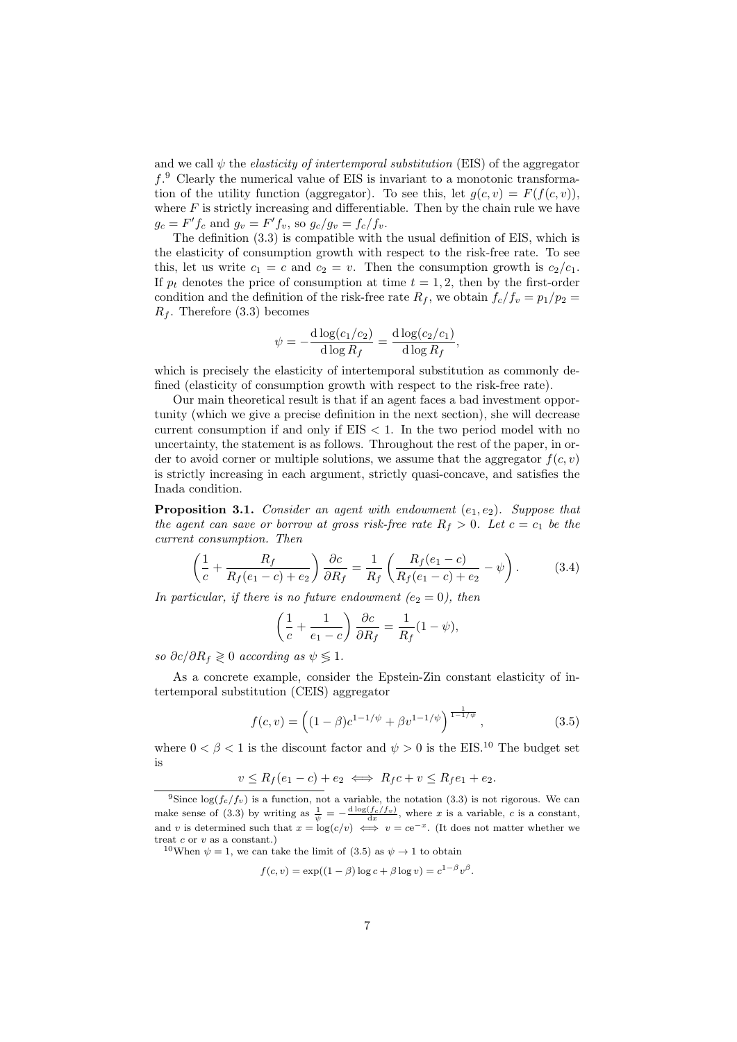and we call $\psi$ the *elasticity of intertemporal substitution* (EIS) of the aggregator $f$.[9] Clearly the numerical value of EIS is invariant to a monotonic transformation of the utility function (aggregator). To see this, let $g(c, v) = F(f(c, v))$, where $F$ is strictly increasing and differentiable. Then by the chain rule we have $g_c = F' f_c$ and $g_v = F' f_v$, so $g_c/g_v = f_c/f_v$.

The definition (3.3) is compatible with the usual definition of EIS, which is the elasticity of consumption growth with respect to the risk-free rate. To see this, let us write $c_1 = c$ and $c_2 = v$. Then the consumption growth is $c_2/c_1$. If $p_t$ denotes the price of consumption at time $t = 1, 2$, then by the first-order condition and the definition of the risk-free rate $R_f$, we obtain $f_c/f_v = p_1/p_2 = R_f$. Therefore (3.3) becomes

$$\psi = -\frac{\mathrm{d}\log(c_1/c_2)}{\mathrm{d}\log R_f} = \frac{\mathrm{d}\log(c_2/c_1)}{\mathrm{d}\log R_f},$$

which is precisely the elasticity of intertemporal substitution as commonly defined (elasticity of consumption growth with respect to the risk-free rate).

Our main theoretical result is that if an agent faces a bad investment opportunity (which we give a precise definition in the next section), she will decrease current consumption if and only if EIS $< 1$. In the two period model with no uncertainty, the statement is as follows. Throughout the rest of the paper, in order to avoid corner or multiple solutions, we assume that the aggregator $f(c, v)$ is strictly increasing in each argument, strictly quasi-concave, and satisfies the Inada condition.

**Proposition 3.1.** *Consider an agent with endowment $(e_1, e_2)$. Suppose that the agent can save or borrow at gross risk-free rate $R_f > 0$. Let $c = c_1$ be the current consumption. Then*

$$\left(\frac{1}{c} + \frac{R_f}{R_f(e_1 - c) + e_2}\right)\frac{\partial c}{\partial R_f} = \frac{1}{R_f}\left(\frac{R_f(e_1 - c)}{R_f(e_1 - c) + e_2} - \psi\right). \tag{3.4}$$

*In particular, if there is no future endowment ($e_2 = 0$), then*

$$\left(\frac{1}{c} + \frac{1}{e_1 - c}\right)\frac{\partial c}{\partial R_f} = \frac{1}{R_f}(1 - \psi),$$

*so $\partial c/\partial R_f \gtreqless 0$ according as $\psi \lesseqgtr 1$.*

As a concrete example, consider the Epstein-Zin constant elasticity of intertemporal substitution (CEIS) aggregator

$$f(c, v) = \left((1 - \beta)c^{1-1/\psi} + \beta v^{1-1/\psi}\right)^{\frac{1}{1-1/\psi}}, \tag{3.5}$$

where $0 < \beta < 1$ is the discount factor and $\psi > 0$ is the EIS.[10] The budget set is

$$v \le R_f(e_1 - c) + e_2 \iff R_f c + v \le R_f e_1 + e_2.$$

[9] Since $\log(f_c/f_v)$ is a function, not a variable, the notation (3.3) is not rigorous. We can make sense of (3.3) by writing as $\frac{1}{\psi} = -\frac{\mathrm{d}\log(f_c/f_v)}{\mathrm{d}x}$, where $x$ is a variable, $c$ is a constant, and $v$ is determined such that $x = \log(c/v) \iff v = c\mathrm{e}^{-x}$. (It does not matter whether we treat $c$ or $v$ as a constant.)

[10] When $\psi = 1$, we can take the limit of (3.5) as $\psi \to 1$ to obtain

$$f(c, v) = \exp((1 - \beta)\log c + \beta \log v) = c^{1-\beta}v^{\beta}.$$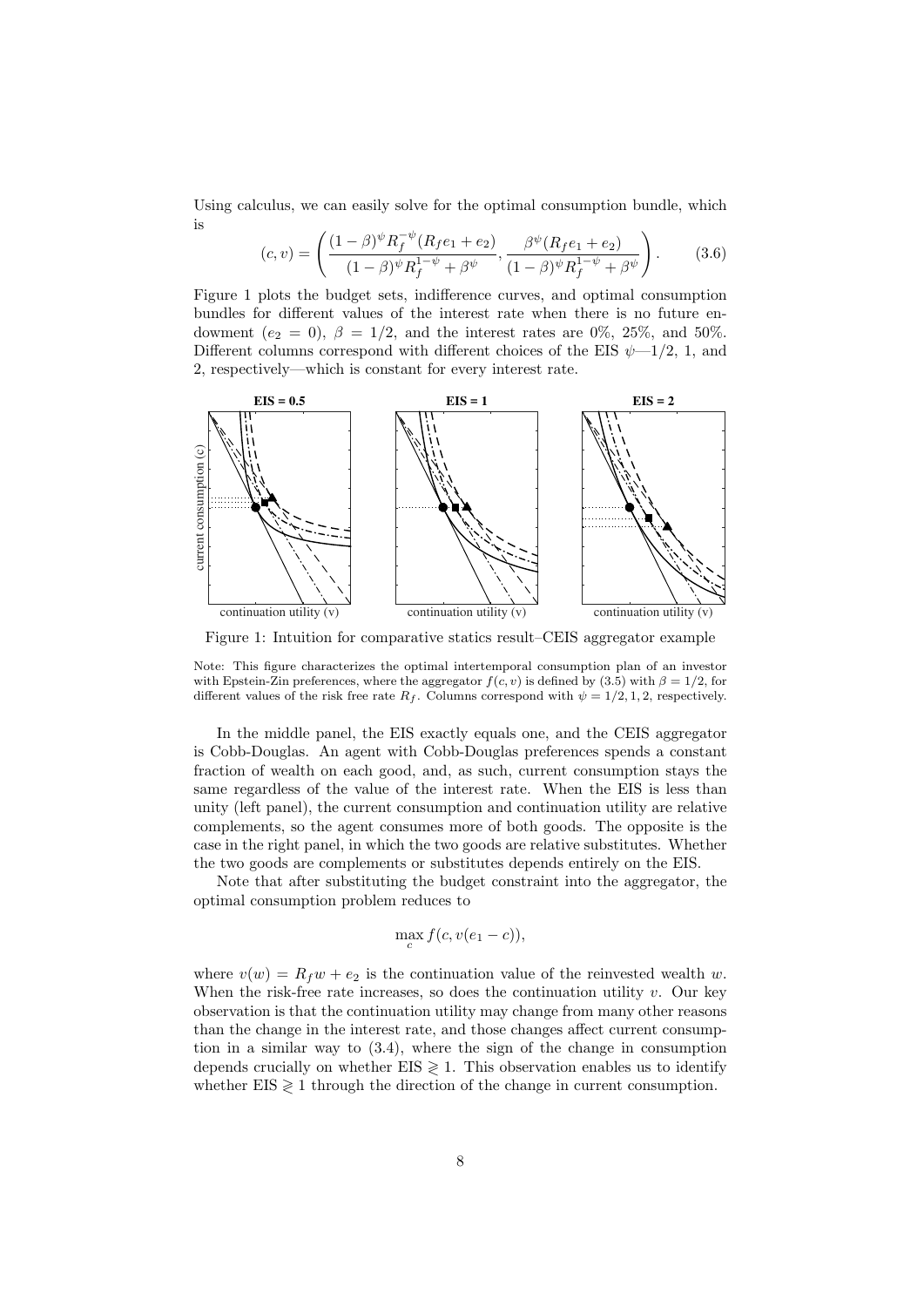Using calculus, we can easily solve for the optimal consumption bundle, which is

$$(c, v) = \left( \frac{(1-\beta)^{\psi} R_f^{-\psi}(R_f e_1 + e_2)}{(1-\beta)^{\psi} R_f^{1-\psi} + \beta^{\psi}}, \frac{\beta^{\psi}(R_f e_1 + e_2)}{(1-\beta)^{\psi} R_f^{1-\psi} + \beta^{\psi}} \right). \tag{3.6}$$

Figure 1 plots the budget sets, indifference curves, and optimal consumption bundles for different values of the interest rate when there is no future endowment ($e_2 = 0$), $\beta = 1/2$, and the interest rates are 0%, 25%, and 50%. Different columns correspond with different choices of the EIS $\psi$—1/2, 1, and 2, respectively—which is constant for every interest rate.

Figure 1: Intuition for comparative statics result–CEIS aggregator example

Note: This figure characterizes the optimal intertemporal consumption plan of an investor with Epstein-Zin preferences, where the aggregator $f(c, v)$ is defined by (3.5) with $\beta = 1/2$, for different values of the risk free rate $R_f$. Columns correspond with $\psi = 1/2, 1, 2$, respectively.

In the middle panel, the EIS exactly equals one, and the CEIS aggregator is Cobb-Douglas. An agent with Cobb-Douglas preferences spends a constant fraction of wealth on each good, and, as such, current consumption stays the same regardless of the value of the interest rate. When the EIS is less than unity (left panel), the current consumption and continuation utility are relative complements, so the agent consumes more of both goods. The opposite is the case in the right panel, in which the two goods are relative substitutes. Whether the two goods are complements or substitutes depends entirely on the EIS.

Note that after substituting the budget constraint into the aggregator, the optimal consumption problem reduces to

$$\max_c f(c, v(e_1 - c)),$$

where $v(w) = R_f w + e_2$ is the continuation value of the reinvested wealth $w$. When the risk-free rate increases, so does the continuation utility $v$. Our key observation is that the continuation utility may change from many other reasons than the change in the interest rate, and those changes affect current consumption in a similar way to (3.4), where the sign of the change in consumption depends crucially on whether EIS $\gtrless 1$. This observation enables us to identify whether EIS $\gtrless 1$ through the direction of the change in current consumption.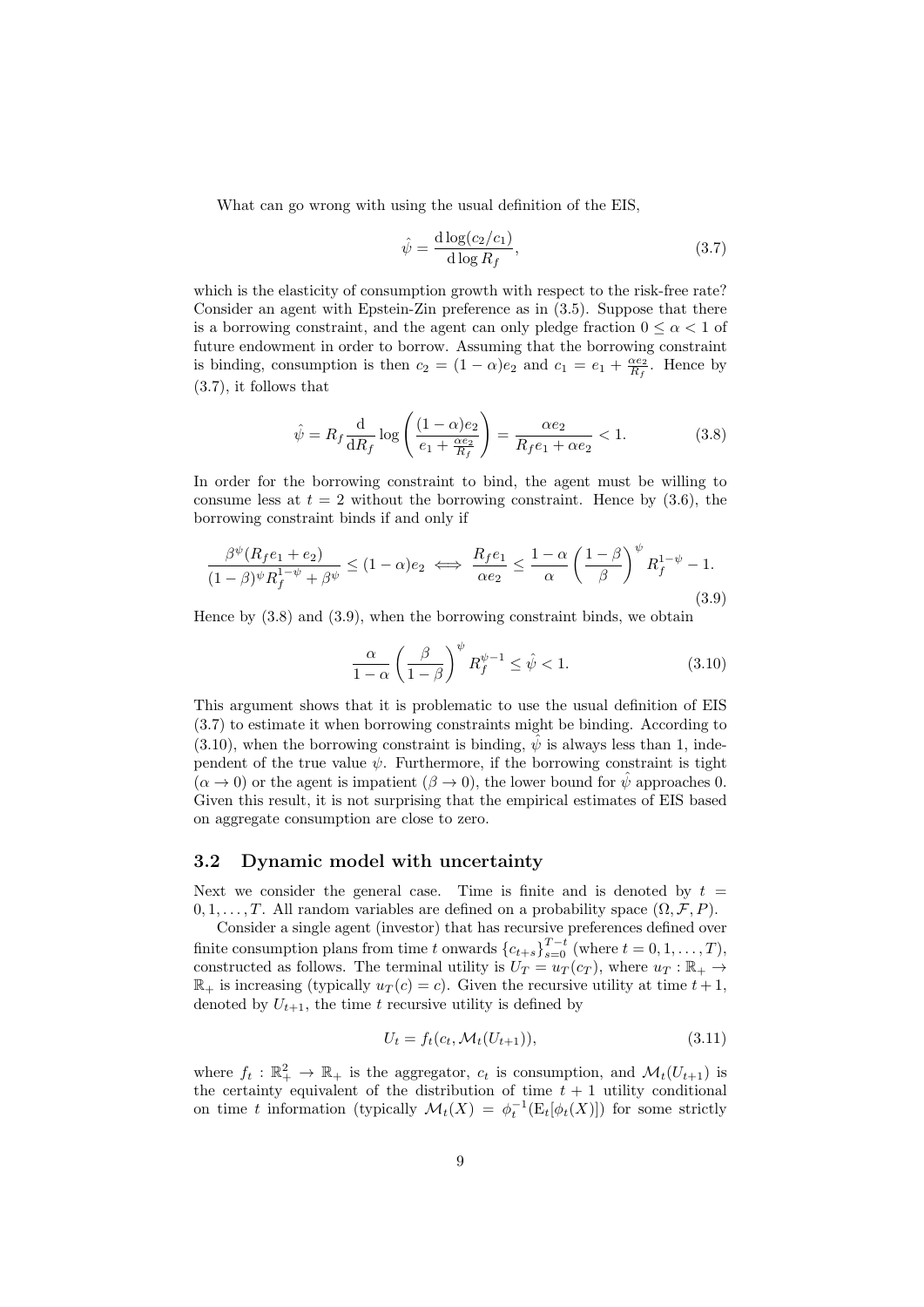What can go wrong with using the usual definition of the EIS,

$$\hat{\psi} = \frac{\mathrm{d}\log(c_2/c_1)}{\mathrm{d}\log R_f}, \tag{3.7}$$

which is the elasticity of consumption growth with respect to the risk-free rate? Consider an agent with Epstein-Zin preference as in (3.5). Suppose that there is a borrowing constraint, and the agent can only pledge fraction $0 \le \alpha < 1$ of future endowment in order to borrow. Assuming that the borrowing constraint is binding, consumption is then $c_2 = (1-\alpha)e_2$ and $c_1 = e_1 + \frac{\alpha e_2}{R_f}$. Hence by (3.7), it follows that

$$\hat{\psi} = R_f \frac{\mathrm{d}}{\mathrm{d}R_f} \log\left(\frac{(1-\alpha)e_2}{e_1 + \frac{\alpha e_2}{R_f}}\right) = \frac{\alpha e_2}{R_f e_1 + \alpha e_2} < 1. \tag{3.8}$$

In order for the borrowing constraint to bind, the agent must be willing to consume less at $t = 2$ without the borrowing constraint. Hence by (3.6), the borrowing constraint binds if and only if

$$\frac{\beta^\psi (R_f e_1 + e_2)}{(1-\beta)^\psi R_f^{1-\psi} + \beta^\psi} \le (1-\alpha)e_2 \iff \frac{R_f e_1}{\alpha e_2} \le \frac{1-\alpha}{\alpha}\left(\frac{1-\beta}{\beta}\right)^\psi R_f^{1-\psi} - 1. \tag{3.9}$$

Hence by (3.8) and (3.9), when the borrowing constraint binds, we obtain

$$\frac{\alpha}{1-\alpha}\left(\frac{\beta}{1-\beta}\right)^\psi R_f^{\psi-1} \le \hat{\psi} < 1. \tag{3.10}$$

This argument shows that it is problematic to use the usual definition of EIS (3.7) to estimate it when borrowing constraints might be binding. According to (3.10), when the borrowing constraint is binding, $\hat{\psi}$ is always less than 1, independent of the true value $\psi$. Furthermore, if the borrowing constraint is tight ($\alpha \to 0$) or the agent is impatient ($\beta \to 0$), the lower bound for $\hat{\psi}$ approaches 0. Given this result, it is not surprising that the empirical estimates of EIS based on aggregate consumption are close to zero.

## 3.2 Dynamic model with uncertainty

Next we consider the general case. Time is finite and is denoted by $t = 0, 1, \dots, T$. All random variables are defined on a probability space $(\Omega, \mathcal{F}, P)$.

Consider a single agent (investor) that has recursive preferences defined over finite consumption plans from time $t$ onwards $\{c_{t+s}\}_{s=0}^{T-t}$ (where $t = 0, 1, \dots, T$), constructed as follows. The terminal utility is $U_T = u_T(c_T)$, where $u_T : \mathbb{R}_+ \to \mathbb{R}_+$ is increasing (typically $u_T(c) = c$). Given the recursive utility at time $t+1$, denoted by $U_{t+1}$, the time $t$ recursive utility is defined by

$$U_t = f_t(c_t, \mathcal{M}_t(U_{t+1})), \tag{3.11}$$

where $f_t : \mathbb{R}_+^2 \to \mathbb{R}_+$ is the aggregator, $c_t$ is consumption, and $\mathcal{M}_t(U_{t+1})$ is the certainty equivalent of the distribution of time $t+1$ utility conditional on time $t$ information (typically $\mathcal{M}_t(X) = \phi_t^{-1}(\mathrm{E}_t[\phi_t(X)])$ for some strictly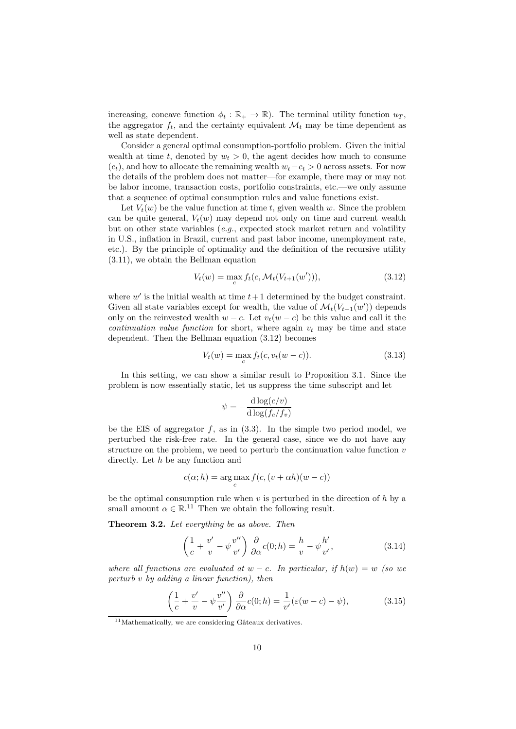increasing, concave function $\phi_t : \mathbb{R}_+ \to \mathbb{R}$). The terminal utility function $u_T$, the aggregator $f_t$, and the certainty equivalent $\mathcal{M}_t$ may be time dependent as well as state dependent.

Consider a general optimal consumption-portfolio problem. Given the initial wealth at time $t$, denoted by $w_t > 0$, the agent decides how much to consume ($c_t$), and how to allocate the remaining wealth $w_t - c_t > 0$ across assets. For now the details of the problem does not matter—for example, there may or may not be labor income, transaction costs, portfolio constraints, etc.—we only assume that a sequence of optimal consumption rules and value functions exist.

Let $V_t(w)$ be the value function at time $t$, given wealth $w$. Since the problem can be quite general, $V_t(w)$ may depend not only on time and current wealth but on other state variables (*e.g.*, expected stock market return and volatility in U.S., inflation in Brazil, current and past labor income, unemployment rate, etc.). By the principle of optimality and the definition of the recursive utility (3.11), we obtain the Bellman equation

$$V_t(w) = \max_c f_t(c, \mathcal{M}_t(V_{t+1}(w'))), \tag{3.12}$$

where $w'$ is the initial wealth at time $t+1$ determined by the budget constraint. Given all state variables except for wealth, the value of $\mathcal{M}_t(V_{t+1}(w'))$ depends only on the reinvested wealth $w - c$. Let $v_t(w - c)$ be this value and call it the *continuation value function* for short, where again $v_t$ may be time and state dependent. Then the Bellman equation (3.12) becomes

$$V_t(w) = \max_c f_t(c, v_t(w - c)). \tag{3.13}$$

In this setting, we can show a similar result to Proposition 3.1. Since the problem is now essentially static, let us suppress the time subscript and let

$$\psi = -\frac{\mathrm{d}\log(c/v)}{\mathrm{d}\log(f_c/f_v)}$$

be the EIS of aggregator $f$, as in (3.3). In the simple two period model, we perturbed the risk-free rate. In the general case, since we do not have any structure on the problem, we need to perturb the continuation value function $v$ directly. Let $h$ be any function and

$$c(\alpha; h) = \arg\max_c f(c, (v + \alpha h)(w - c))$$

be the optimal consumption rule when $v$ is perturbed in the direction of $h$ by a small amount $\alpha \in \mathbb{R}$.[11] Then we obtain the following result.

**Theorem 3.2.** *Let everything be as above. Then*

$$\left(\frac{1}{c} + \frac{v'}{v} - \psi\frac{v''}{v'}\right)\frac{\partial}{\partial\alpha}c(0; h) = \frac{h}{v} - \psi\frac{h'}{v'}, \tag{3.14}$$

*where all functions are evaluated at $w - c$. In particular, if $h(w) = w$ (so we perturb $v$ by adding a linear function), then*

$$\left(\frac{1}{c} + \frac{v'}{v} - \psi\frac{v''}{v'}\right)\frac{\partial}{\partial\alpha}c(0; h) = \frac{1}{v'}(\varepsilon(w - c) - \psi), \tag{3.15}$$

[11] Mathematically, we are considering Gâteaux derivatives.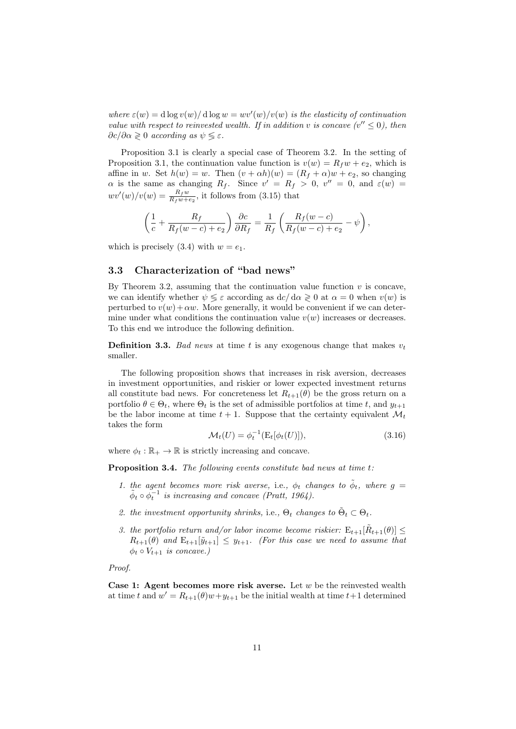*where $\varepsilon(w) = \mathrm{d}\log v(w)/\mathrm{d}\log w = wv'(w)/v(w)$ is the elasticity of continuation value with respect to reinvested wealth. If in addition $v$ is concave ($v'' \le 0$), then $\partial c/\partial \alpha \gtreqless 0$ according as $\psi \lesseqgtr \varepsilon$.*

Proposition 3.1 is clearly a special case of Theorem 3.2. In the setting of Proposition 3.1, the continuation value function is $v(w) = R_f w + e_2$, which is affine in $w$. Set $h(w) = w$. Then $(v + \alpha h)(w) = (R_f + \alpha)w + e_2$, so changing $\alpha$ is the same as changing $R_f$. Since $v' = R_f > 0$, $v'' = 0$, and $\varepsilon(w) = wv'(w)/v(w) = \frac{R_f w}{R_f w + e_2}$, it follows from (3.15) that

$$\left(\frac{1}{c} + \frac{R_f}{R_f(w-c)+e_2}\right)\frac{\partial c}{\partial R_f} = \frac{1}{R_f}\left(\frac{R_f(w-c)}{R_f(w-c)+e_2} - \psi\right),$$

which is precisely (3.4) with $w = e_1$.

### 3.3 Characterization of "bad news"

By Theorem 3.2, assuming that the continuation value function $v$ is concave, we can identify whether $\psi \lesseqgtr \varepsilon$ according as $\mathrm{d}c/\mathrm{d}\alpha \gtreqless 0$ at $\alpha = 0$ when $v(w)$ is perturbed to $v(w) + \alpha w$. More generally, it would be convenient if we can determine under what conditions the continuation value $v(w)$ increases or decreases. To this end we introduce the following definition.

**Definition 3.3.** *Bad news at time $t$ is any exogenous change that makes $v_t$ smaller.*

The following proposition shows that increases in risk aversion, decreases in investment opportunities, and riskier or lower expected investment returns all constitute bad news. For concreteness let $R_{t+1}(\theta)$ be the gross return on a portfolio $\theta \in \Theta_t$, where $\Theta_t$ is the set of admissible portfolios at time $t$, and $y_{t+1}$ be the labor income at time $t+1$. Suppose that the certainty equivalent $\mathcal{M}_t$ takes the form

$$\mathcal{M}_t(U) = \phi_t^{-1}(\mathrm{E}_t[\phi_t(U)]), \tag{3.16}$$

where $\phi_t : \mathbb{R}_+ \to \mathbb{R}$ is strictly increasing and concave.

**Proposition 3.4.** *The following events constitute bad news at time $t$:*

1. *the agent becomes more risk averse,* i.e., *$\phi_t$ changes to $\tilde{\phi}_t$, where $g = \tilde{\phi}_t \circ \phi_t^{-1}$ is increasing and concave (Pratt, 1964).*
2. *the investment opportunity shrinks,* i.e., *$\Theta_t$ changes to $\tilde{\Theta}_t \subset \Theta_t$.*
3. *the portfolio return and/or labor income become riskier: $\mathrm{E}_{t+1}[\tilde{R}_{t+1}(\theta)] \le R_{t+1}(\theta)$ and $\mathrm{E}_{t+1}[\tilde{y}_{t+1}] \le y_{t+1}$. (For this case we need to assume that $\phi_t \circ V_{t+1}$ is concave.)*

*Proof.*

**Case 1: Agent becomes more risk averse.** Let $w$ be the reinvested wealth at time $t$ and $w' = R_{t+1}(\theta)w + y_{t+1}$ be the initial wealth at time $t+1$ determined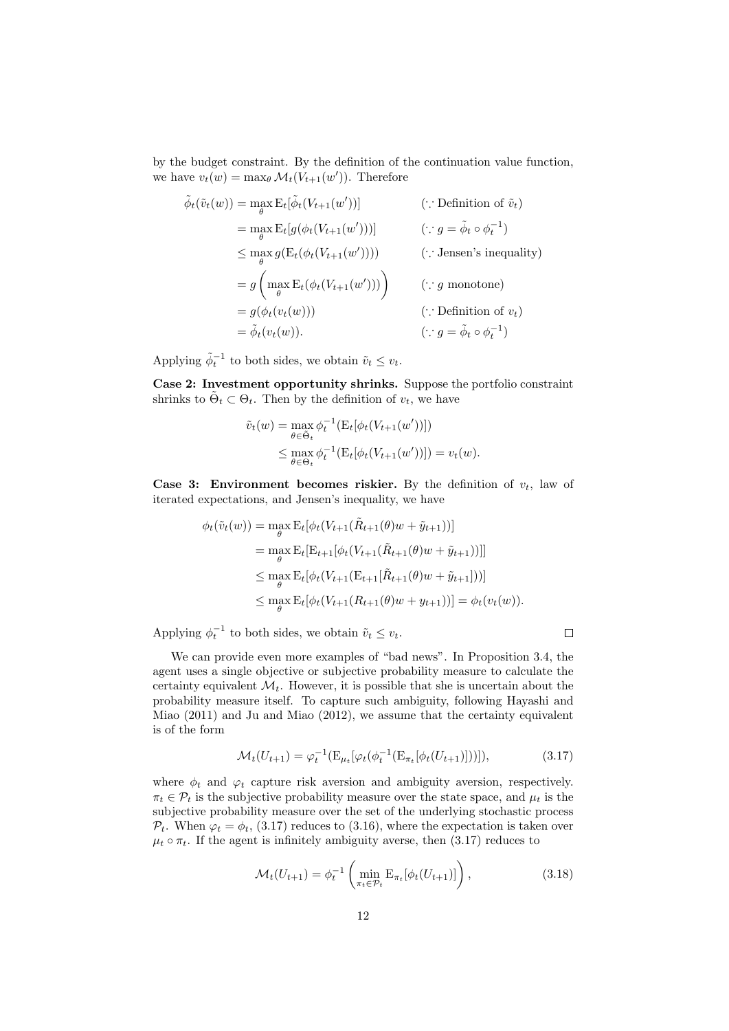by the budget constraint. By the definition of the continuation value function, we have $v_t(w) = \max_\theta \mathcal{M}_t(V_{t+1}(w'))$. Therefore

$$
\begin{aligned}
\tilde{\phi}_t(\tilde{v}_t(w)) &= \max_\theta \mathrm{E}_t[\tilde{\phi}_t(V_{t+1}(w'))] && (\because \text{Definition of } \tilde{v}_t) \\
&= \max_\theta \mathrm{E}_t[g(\phi_t(V_{t+1}(w')))] && (\because g = \tilde{\phi}_t \circ \phi_t^{-1}) \\
&\le \max_\theta g(\mathrm{E}_t(\phi_t(V_{t+1}(w')))) && (\because \text{Jensen's inequality}) \\
&= g\left(\max_\theta \mathrm{E}_t(\phi_t(V_{t+1}(w')))\right) && (\because g \text{ monotone}) \\
&= g(\phi_t(v_t(w))) && (\because \text{Definition of } v_t) \\
&= \tilde{\phi}_t(v_t(w)). && (\because g = \tilde{\phi}_t \circ \phi_t^{-1})
\end{aligned}
$$

Applying $\tilde{\phi}_t^{-1}$ to both sides, we obtain $\tilde{v}_t \le v_t$.

**Case 2: Investment opportunity shrinks.** Suppose the portfolio constraint shrinks to $\tilde{\Theta}_t \subset \Theta_t$. Then by the definition of $v_t$, we have

$$
\begin{aligned}
\tilde{v}_t(w) &= \max_{\theta \in \tilde{\Theta}_t} \phi_t^{-1}(\mathrm{E}_t[\phi_t(V_{t+1}(w'))]) \\
&\le \max_{\theta \in \Theta_t} \phi_t^{-1}(\mathrm{E}_t[\phi_t(V_{t+1}(w'))]) = v_t(w).
\end{aligned}
$$

**Case 3: Environment becomes riskier.** By the definition of $v_t$, law of iterated expectations, and Jensen's inequality, we have

$$
\begin{aligned}
\phi_t(\tilde{v}_t(w)) &= \max_\theta \mathrm{E}_t[\phi_t(V_{t+1}(\tilde{R}_{t+1}(\theta)w + \tilde{y}_{t+1}))] \\
&= \max_\theta \mathrm{E}_t[\mathrm{E}_{t+1}[\phi_t(V_{t+1}(\tilde{R}_{t+1}(\theta)w + \tilde{y}_{t+1}))]] \\
&\le \max_\theta \mathrm{E}_t[\phi_t(V_{t+1}(\mathrm{E}_{t+1}[\tilde{R}_{t+1}(\theta)w + \tilde{y}_{t+1}]))] \\
&\le \max_\theta \mathrm{E}_t[\phi_t(V_{t+1}(R_{t+1}(\theta)w + y_{t+1}))] = \phi_t(v_t(w)).
\end{aligned}
$$

Applying $\phi_t^{-1}$ to both sides, we obtain $\tilde{v}_t \le v_t$. $\square$

We can provide even more examples of "bad news". In Proposition 3.4, the agent uses a single objective or subjective probability measure to calculate the certainty equivalent $\mathcal{M}_t$. However, it is possible that she is uncertain about the probability measure itself. To capture such ambiguity, following Hayashi and Miao (2011) and Ju and Miao (2012), we assume that the certainty equivalent is of the form

$$
\mathcal{M}_t(U_{t+1}) = \varphi_t^{-1}(\mathrm{E}_{\mu_t}[\varphi_t(\phi_t^{-1}(\mathrm{E}_{\pi_t}[\phi_t(U_{t+1})]))]), \tag{3.17}
$$

where $\phi_t$ and $\varphi_t$ capture risk aversion and ambiguity aversion, respectively. $\pi_t \in \mathcal{P}_t$ is the subjective probability measure over the state space, and $\mu_t$ is the subjective probability measure over the set of the underlying stochastic process $\mathcal{P}_t$. When $\varphi_t = \phi_t$, (3.17) reduces to (3.16), where the expectation is taken over $\mu_t \circ \pi_t$. If the agent is infinitely ambiguity averse, then (3.17) reduces to

$$
\mathcal{M}_t(U_{t+1}) = \phi_t^{-1}\left(\min_{\pi_t \in \mathcal{P}_t} \mathrm{E}_{\pi_t}[\phi_t(U_{t+1})]\right), \tag{3.18}
$$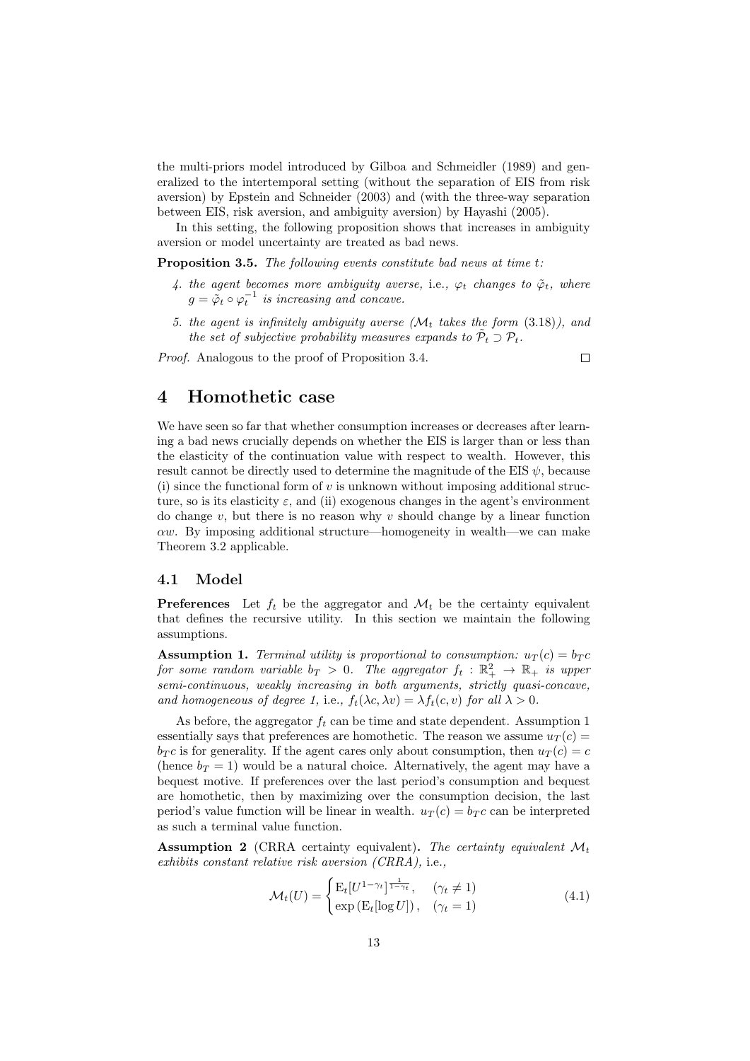the multi-priors model introduced by Gilboa and Schmeidler (1989) and generalized to the intertemporal setting (without the separation of EIS from risk aversion) by Epstein and Schneider (2003) and (with the three-way separation between EIS, risk aversion, and ambiguity aversion) by Hayashi (2005).

In this setting, the following proposition shows that increases in ambiguity aversion or model uncertainty are treated as bad news.

**Proposition 3.5.** *The following events constitute bad news at time $t$:*

4. *the agent becomes more ambiguity averse,* i.e., *$\varphi_t$ changes to $\tilde{\varphi}_t$, where $g = \tilde{\varphi}_t \circ \varphi_t^{-1}$ is increasing and concave.*

5. *the agent is infinitely ambiguity averse ($\mathcal{M}_t$ takes the form (3.18)), and the set of subjective probability measures expands to $\tilde{\mathcal{P}}_t \supset \mathcal{P}_t$.*

*Proof.* Analogous to the proof of Proposition 3.4. □

# 4 Homothetic case

We have seen so far that whether consumption increases or decreases after learning a bad news crucially depends on whether the EIS is larger than or less than the elasticity of the continuation value with respect to wealth. However, this result cannot be directly used to determine the magnitude of the EIS $\psi$, because (i) since the functional form of $v$ is unknown without imposing additional structure, so is its elasticity $\varepsilon$, and (ii) exogenous changes in the agent's environment do change $v$, but there is no reason why $v$ should change by a linear function $\alpha w$. By imposing additional structure—homogeneity in wealth—we can make Theorem 3.2 applicable.

## 4.1 Model

**Preferences** Let $f_t$ be the aggregator and $\mathcal{M}_t$ be the certainty equivalent that defines the recursive utility. In this section we maintain the following assumptions.

**Assumption 1.** *Terminal utility is proportional to consumption: $u_T(c) = b_T c$ for some random variable $b_T > 0$. The aggregator $f_t : \mathbb{R}_+^2 \to \mathbb{R}_+$ is upper semi-continuous, weakly increasing in both arguments, strictly quasi-concave, and homogeneous of degree 1,* i.e., *$f_t(\lambda c, \lambda v) = \lambda f_t(c, v)$ for all $\lambda > 0$.*

As before, the aggregator $f_t$ can be time and state dependent. Assumption 1 essentially says that preferences are homothetic. The reason we assume $u_T(c) = b_T c$ is for generality. If the agent cares only about consumption, then $u_T(c) = c$ (hence $b_T = 1$) would be a natural choice. Alternatively, the agent may have a bequest motive. If preferences over the last period's consumption and bequest are homothetic, then by maximizing over the consumption decision, the last period's value function will be linear in wealth. $u_T(c) = b_T c$ can be interpreted as such a terminal value function.

**Assumption 2** (CRRA certainty equivalent)**.** *The certainty equivalent $\mathcal{M}_t$ exhibits constant relative risk aversion (CRRA),* i.e.,

$$\mathcal{M}_t(U) = \begin{cases} \mathrm{E}_t[U^{1-\gamma_t}]^{\frac{1}{1-\gamma_t}}, & (\gamma_t \neq 1) \\ \exp\left(\mathrm{E}_t[\log U]\right), & (\gamma_t = 1) \end{cases} \tag{4.1}$$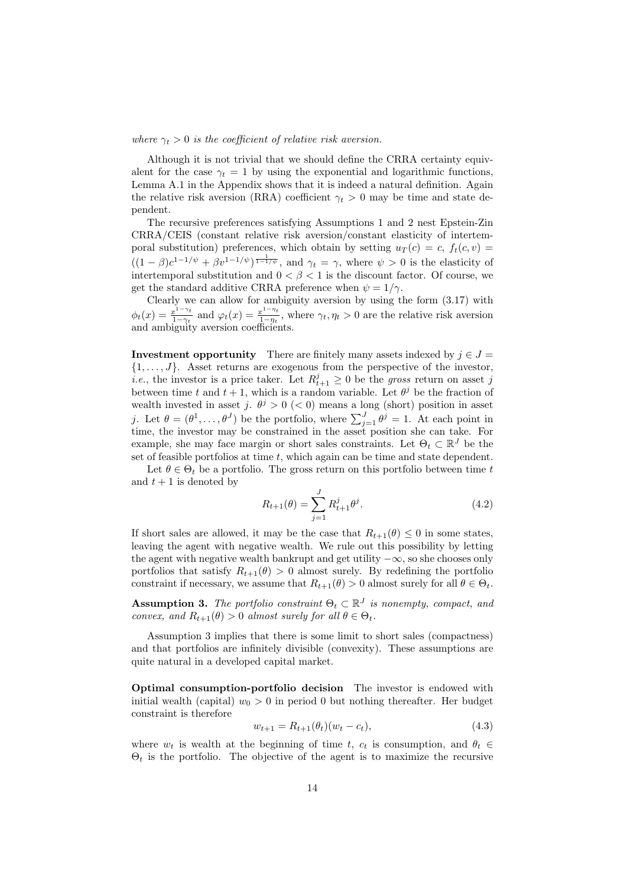*where $\gamma_t > 0$ is the coefficient of relative risk aversion.*

Although it is not trivial that we should define the CRRA certainty equivalent for the case $\gamma_t = 1$ by using the exponential and logarithmic functions, Lemma A.1 in the Appendix shows that it is indeed a natural definition. Again the relative risk aversion (RRA) coefficient $\gamma_t > 0$ may be time and state dependent.

The recursive preferences satisfying Assumptions 1 and 2 nest Epstein-Zin CRRA/CEIS (constant relative risk aversion/constant elasticity of intertemporal substitution) preferences, which obtain by setting $u_T(c) = c$, $f_t(c, v) = ((1-\beta)c^{1-1/\psi} + \beta v^{1-1/\psi})^{\frac{1}{1-1/\psi}}$, and $\gamma_t = \gamma$, where $\psi > 0$ is the elasticity of intertemporal substitution and $0 < \beta < 1$ is the discount factor. Of course, we get the standard additive CRRA preference when $\psi = 1/\gamma$.

Clearly we can allow for ambiguity aversion by using the form (3.17) with $\phi_t(x) = \frac{x^{1-\gamma_t}}{1-\gamma_t}$ and $\varphi_t(x) = \frac{x^{1-\eta_t}}{1-\eta_t}$, where $\gamma_t, \eta_t > 0$ are the relative risk aversion and ambiguity aversion coefficients.

**Investment opportunity** There are finitely many assets indexed by $j \in J = \{1, \dots, J\}$. Asset returns are exogenous from the perspective of the investor, *i.e.*, the investor is a price taker. Let $R^j_{t+1} \geq 0$ be the *gross* return on asset $j$ between time $t$ and $t+1$, which is a random variable. Let $\theta^j$ be the fraction of wealth invested in asset $j$. $\theta^j > 0$ ($< 0$) means a long (short) position in asset $j$. Let $\theta = (\theta^1, \dots, \theta^J)$ be the portfolio, where $\sum_{j=1}^J \theta^j = 1$. At each point in time, the investor may be constrained in the asset position she can take. For example, she may face margin or short sales constraints. Let $\Theta_t \subset \mathbb{R}^J$ be the set of feasible portfolios at time $t$, which again can be time and state dependent.

Let $\theta \in \Theta_t$ be a portfolio. The gross return on this portfolio between time $t$ and $t+1$ is denoted by

$$R_{t+1}(\theta) = \sum_{j=1}^J R^j_{t+1}\theta^j. \tag{4.2}$$

If short sales are allowed, it may be the case that $R_{t+1}(\theta) \leq 0$ in some states, leaving the agent with negative wealth. We rule out this possibility by letting the agent with negative wealth bankrupt and get utility $-\infty$, so she chooses only portfolios that satisfy $R_{t+1}(\theta) > 0$ almost surely. By redefining the portfolio constraint if necessary, we assume that $R_{t+1}(\theta) > 0$ almost surely for all $\theta \in \Theta_t$.

**Assumption 3.** *The portfolio constraint $\Theta_t \subset \mathbb{R}^J$ is nonempty, compact, and convex, and $R_{t+1}(\theta) > 0$ almost surely for all $\theta \in \Theta_t$.*

Assumption 3 implies that there is some limit to short sales (compactness) and that portfolios are infinitely divisible (convexity). These assumptions are quite natural in a developed capital market.

**Optimal consumption-portfolio decision** The investor is endowed with initial wealth (capital) $w_0 > 0$ in period 0 but nothing thereafter. Her budget constraint is therefore

$$w_{t+1} = R_{t+1}(\theta_t)(w_t - c_t), \tag{4.3}$$

where $w_t$ is wealth at the beginning of time $t$, $c_t$ is consumption, and $\theta_t \in \Theta_t$ is the portfolio. The objective of the agent is to maximize the recursive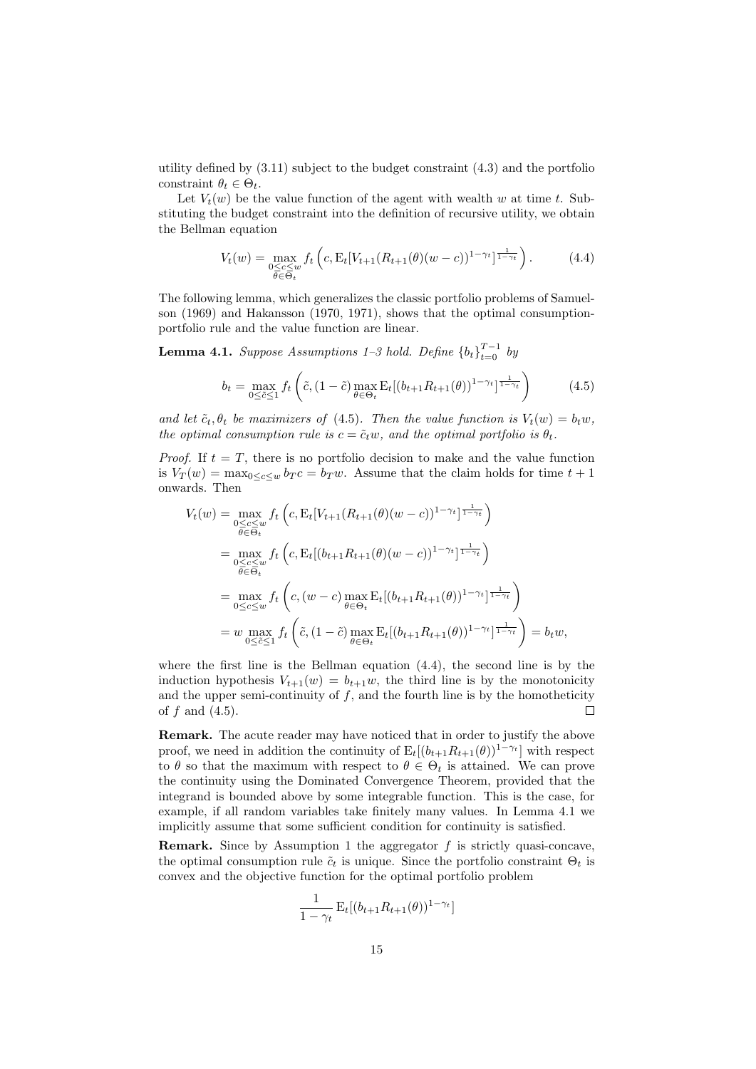utility defined by (3.11) subject to the budget constraint (4.3) and the portfolio constraint $\theta_t \in \Theta_t$.

Let $V_t(w)$ be the value function of the agent with wealth $w$ at time $t$. Substituting the budget constraint into the definition of recursive utility, we obtain the Bellman equation

$$V_t(w) = \max_{\substack{0 \le c \le w \\ \theta \in \Theta_t}} f_t\left(c, \mathrm{E}_t[V_{t+1}(R_{t+1}(\theta)(w-c))^{1-\gamma_t}]^{\frac{1}{1-\gamma_t}}\right). \tag{4.4}$$

The following lemma, which generalizes the classic portfolio problems of Samuelson (1969) and Hakansson (1970, 1971), shows that the optimal consumption-portfolio rule and the value function are linear.

**Lemma 4.1.** *Suppose Assumptions 1–3 hold. Define* $\{b_t\}_{t=0}^{T-1}$ *by*

$$b_t = \max_{0 \le \tilde{c} \le 1} f_t\left(\tilde{c}, (1-\tilde{c}) \max_{\theta \in \Theta_t} \mathrm{E}_t[(b_{t+1}R_{t+1}(\theta))^{1-\gamma_t}]^{\frac{1}{1-\gamma_t}}\right) \tag{4.5}$$

*and let* $\tilde{c}_t, \theta_t$ *be maximizers of* (4.5). *Then the value function is* $V_t(w) = b_t w$, *the optimal consumption rule is* $c = \tilde{c}_t w$, *and the optimal portfolio is* $\theta_t$.

*Proof.* If $t = T$, there is no portfolio decision to make and the value function is $V_T(w) = \max_{0 \le c \le w} b_T c = b_T w$. Assume that the claim holds for time $t+1$ onwards. Then

$$\begin{aligned}
V_t(w) &= \max_{\substack{0 \le c \le w \\ \theta \in \Theta_t}} f_t\left(c, \mathrm{E}_t[V_{t+1}(R_{t+1}(\theta)(w-c))^{1-\gamma_t}]^{\frac{1}{1-\gamma_t}}\right) \\
&= \max_{\substack{0 \le c \le w \\ \theta \in \Theta_t}} f_t\left(c, \mathrm{E}_t[(b_{t+1}R_{t+1}(\theta)(w-c))^{1-\gamma_t}]^{\frac{1}{1-\gamma_t}}\right) \\
&= \max_{0 \le c \le w} f_t\left(c, (w-c) \max_{\theta \in \Theta_t} \mathrm{E}_t[(b_{t+1}R_{t+1}(\theta))^{1-\gamma_t}]^{\frac{1}{1-\gamma_t}}\right) \\
&= w \max_{0 \le \tilde{c} \le 1} f_t\left(\tilde{c}, (1-\tilde{c}) \max_{\theta \in \Theta_t} \mathrm{E}_t[(b_{t+1}R_{t+1}(\theta))^{1-\gamma_t}]^{\frac{1}{1-\gamma_t}}\right) = b_t w,
\end{aligned}$$

where the first line is the Bellman equation (4.4), the second line is by the induction hypothesis $V_{t+1}(w) = b_{t+1}w$, the third line is by the monotonicity and the upper semi-continuity of $f$, and the fourth line is by the homotheticity of $f$ and (4.5). $\square$

**Remark.** The acute reader may have noticed that in order to justify the above proof, we need in addition the continuity of $\mathrm{E}_t[(b_{t+1}R_{t+1}(\theta))^{1-\gamma_t}]$ with respect to $\theta$ so that the maximum with respect to $\theta \in \Theta_t$ is attained. We can prove the continuity using the Dominated Convergence Theorem, provided that the integrand is bounded above by some integrable function. This is the case, for example, if all random variables take finitely many values. In Lemma 4.1 we implicitly assume that some sufficient condition for continuity is satisfied.

**Remark.** Since by Assumption 1 the aggregator $f$ is strictly quasi-concave, the optimal consumption rule $\tilde{c}_t$ is unique. Since the portfolio constraint $\Theta_t$ is convex and the objective function for the optimal portfolio problem

$$\frac{1}{1-\gamma_t} \mathrm{E}_t[(b_{t+1}R_{t+1}(\theta))^{1-\gamma_t}]$$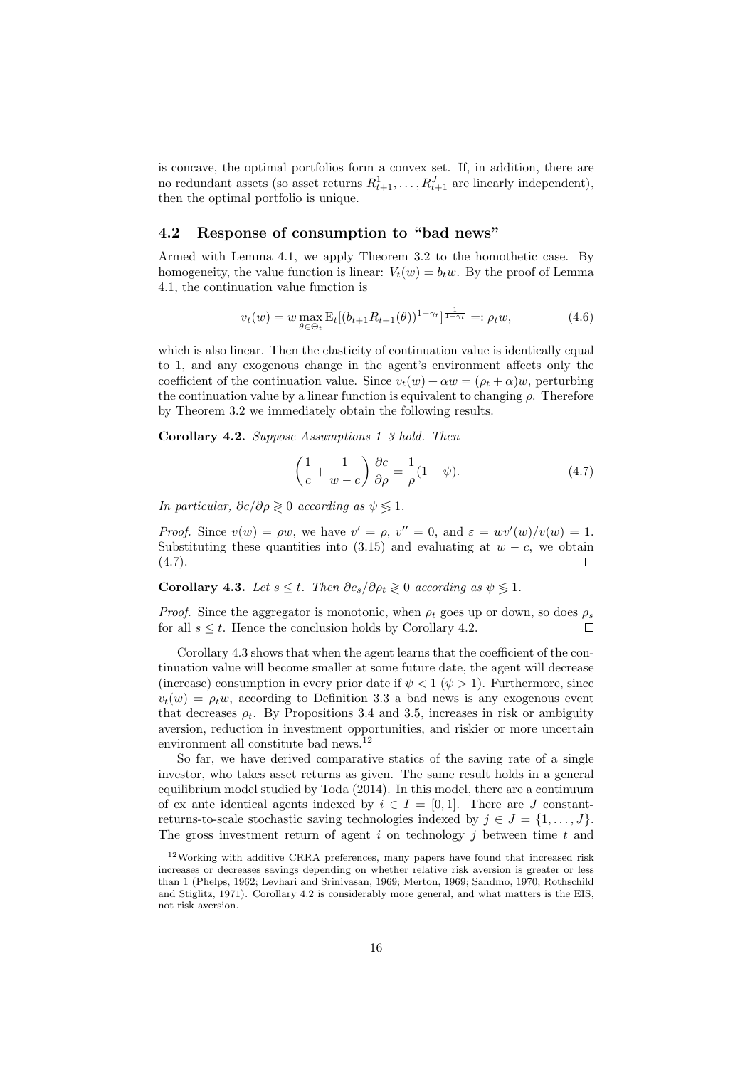is concave, the optimal portfolios form a convex set. If, in addition, there are no redundant assets (so asset returns $R^1_{t+1}, \dots, R^J_{t+1}$ are linearly independent), then the optimal portfolio is unique.

## 4.2 Response of consumption to "bad news"

Armed with Lemma 4.1, we apply Theorem 3.2 to the homothetic case. By homogeneity, the value function is linear: $V_t(w) = b_t w$. By the proof of Lemma 4.1, the continuation value function is

$$v_t(w) = w \max_{\theta \in \Theta_t} \mathrm{E}_t[(b_{t+1} R_{t+1}(\theta))^{1-\gamma_t}]^{\frac{1}{1-\gamma_t}} =: \rho_t w, \tag{4.6}$$

which is also linear. Then the elasticity of continuation value is identically equal to 1, and any exogenous change in the agent's environment affects only the coefficient of the continuation value. Since $v_t(w) + \alpha w = (\rho_t + \alpha) w$, perturbing the continuation value by a linear function is equivalent to changing $\rho$. Therefore by Theorem 3.2 we immediately obtain the following results.

**Corollary 4.2.** *Suppose Assumptions 1–3 hold. Then*

$$\left( \frac{1}{c} + \frac{1}{w - c} \right) \frac{\partial c}{\partial \rho} = \frac{1}{\rho}(1 - \psi). \tag{4.7}$$

*In particular, $\partial c / \partial \rho \gtreqless 0$ according as $\psi \lesseqgtr 1$.*

*Proof.* Since $v(w) = \rho w$, we have $v' = \rho$, $v'' = 0$, and $\varepsilon = w v'(w)/v(w) = 1$. Substituting these quantities into (3.15) and evaluating at $w - c$, we obtain (4.7). $\square$

**Corollary 4.3.** *Let $s \leq t$. Then $\partial c_s / \partial \rho_t \gtreqless 0$ according as $\psi \lesseqgtr 1$.*

*Proof.* Since the aggregator is monotonic, when $\rho_t$ goes up or down, so does $\rho_s$ for all $s \leq t$. Hence the conclusion holds by Corollary 4.2. $\square$

Corollary 4.3 shows that when the agent learns that the coefficient of the continuation value will become smaller at some future date, the agent will decrease (increase) consumption in every prior date if $\psi < 1$ ($\psi > 1$). Furthermore, since $v_t(w) = \rho_t w$, according to Definition 3.3 a bad news is any exogenous event that decreases $\rho_t$. By Propositions 3.4 and 3.5, increases in risk or ambiguity aversion, reduction in investment opportunities, and riskier or more uncertain environment all constitute bad news.[12]

So far, we have derived comparative statics of the saving rate of a single investor, who takes asset returns as given. The same result holds in a general equilibrium model studied by Toda (2014). In this model, there are a continuum of ex ante identical agents indexed by $i \in I = [0, 1]$. There are $J$ constant-returns-to-scale stochastic saving technologies indexed by $j \in J = \{1, \dots, J\}$. The gross investment return of agent $i$ on technology $j$ between time $t$ and

[12] Working with additive CRRA preferences, many papers have found that increased risk increases or decreases savings depending on whether relative risk aversion is greater or less than 1 (Phelps, 1962; Levhari and Srinivasan, 1969; Merton, 1969; Sandmo, 1970; Rothschild and Stiglitz, 1971). Corollary 4.2 is considerably more general, and what matters is the EIS, not risk aversion.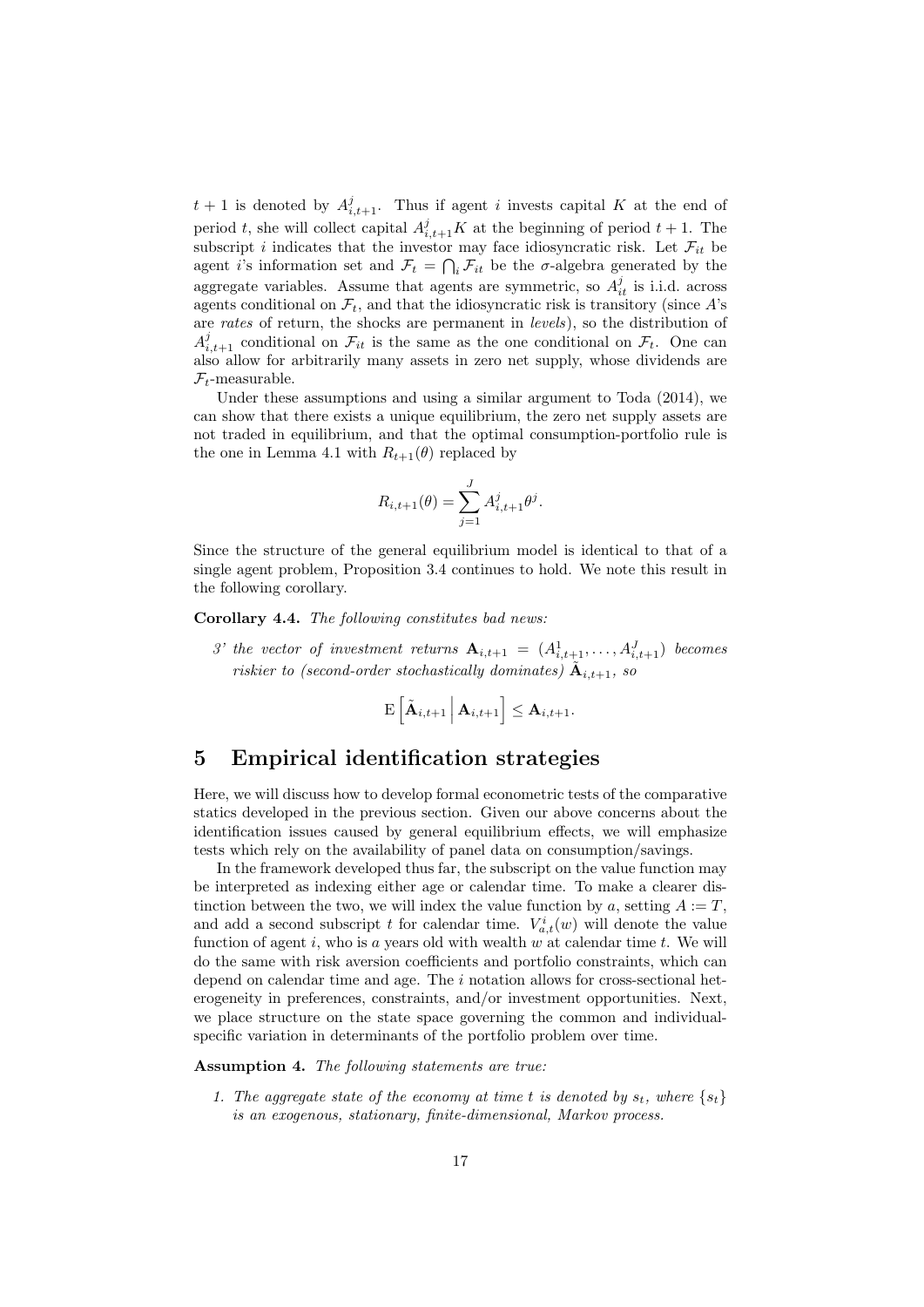$t+1$ is denoted by $A^j_{i,t+1}$. Thus if agent $i$ invests capital $K$ at the end of period $t$, she will collect capital $A^j_{i,t+1}K$ at the beginning of period $t+1$. The subscript $i$ indicates that the investor may face idiosyncratic risk. Let $\mathcal{F}_{it}$ be agent $i$'s information set and $\mathcal{F}_t = \bigcap_i \mathcal{F}_{it}$ be the $\sigma$-algebra generated by the aggregate variables. Assume that agents are symmetric, so $A^j_{it}$ is i.i.d. across agents conditional on $\mathcal{F}_t$, and that the idiosyncratic risk is transitory (since $A$'s are *rates* of return, the shocks are permanent in *levels*), so the distribution of $A^j_{i,t+1}$ conditional on $\mathcal{F}_{it}$ is the same as the one conditional on $\mathcal{F}_t$. One can also allow for arbitrarily many assets in zero net supply, whose dividends are $\mathcal{F}_t$-measurable.

Under these assumptions and using a similar argument to Toda (2014), we can show that there exists a unique equilibrium, the zero net supply assets are not traded in equilibrium, and that the optimal consumption-portfolio rule is the one in Lemma 4.1 with $R_{t+1}(\theta)$ replaced by

$$R_{i,t+1}(\theta) = \sum_{j=1}^{J} A^j_{i,t+1}\theta^j.$$

Since the structure of the general equilibrium model is identical to that of a single agent problem, Proposition 3.4 continues to hold. We note this result in the following corollary.

**Corollary 4.4.** *The following constitutes bad news:*

*3' the vector of investment returns $\mathbf{A}_{i,t+1} = (A^1_{i,t+1}, \dots, A^J_{i,t+1})$ becomes riskier to (second-order stochastically dominates) $\tilde{\mathbf{A}}_{i,t+1}$, so*

$$\mathrm{E}\left[\tilde{\mathbf{A}}_{i,t+1} \,\middle|\, \mathbf{A}_{i,t+1}\right] \le \mathbf{A}_{i,t+1}.$$

# 5 Empirical identification strategies

Here, we will discuss how to develop formal econometric tests of the comparative statics developed in the previous section. Given our above concerns about the identification issues caused by general equilibrium effects, we will emphasize tests which rely on the availability of panel data on consumption/savings.

In the framework developed thus far, the subscript on the value function may be interpreted as indexing either age or calendar time. To make a clearer distinction between the two, we will index the value function by $a$, setting $A := T$, and add a second subscript $t$ for calendar time. $V^i_{a,t}(w)$ will denote the value function of agent $i$, who is $a$ years old with wealth $w$ at calendar time $t$. We will do the same with risk aversion coefficients and portfolio constraints, which can depend on calendar time and age. The $i$ notation allows for cross-sectional heterogeneity in preferences, constraints, and/or investment opportunities. Next, we place structure on the state space governing the common and individual-specific variation in determinants of the portfolio problem over time.

**Assumption 4.** *The following statements are true:*

1. *The aggregate state of the economy at time $t$ is denoted by $s_t$, where $\{s_t\}$ is an exogenous, stationary, finite-dimensional, Markov process.*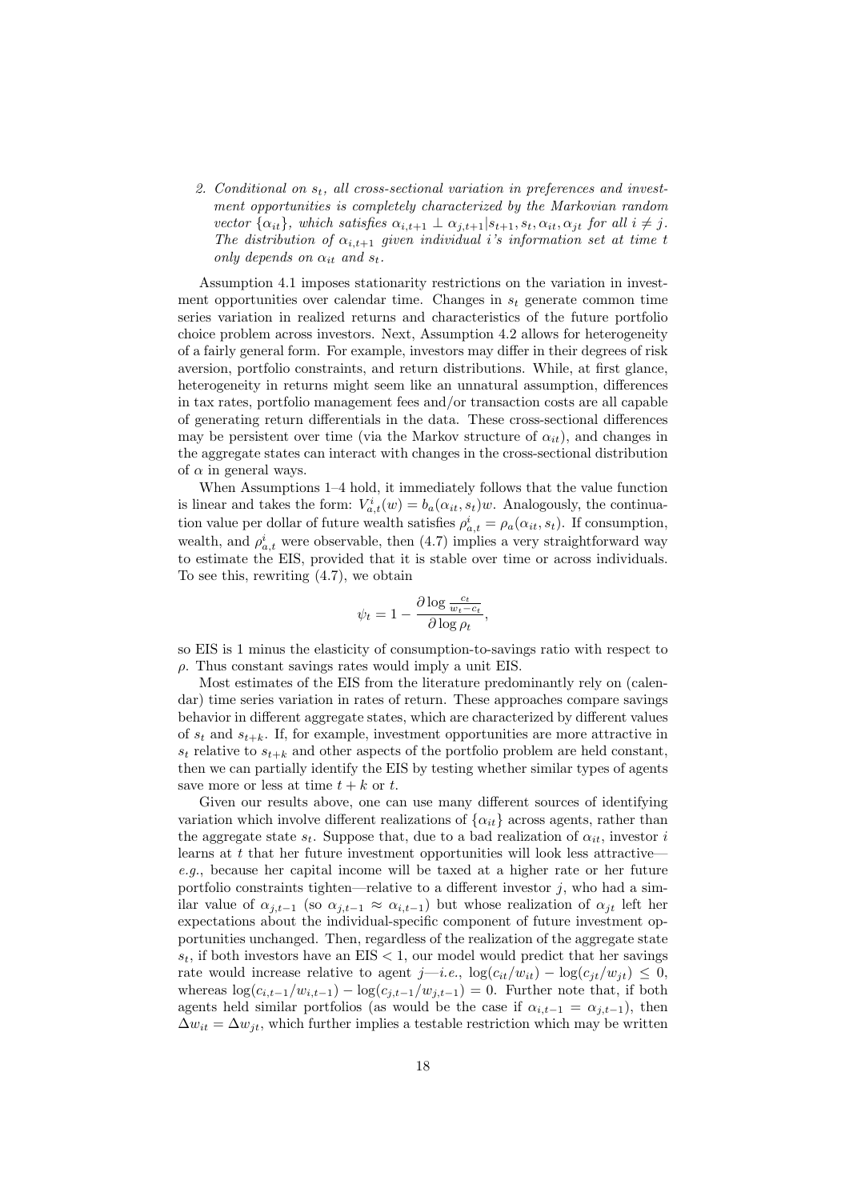2. *Conditional on $s_t$, all cross-sectional variation in preferences and investment opportunities is completely characterized by the Markovian random vector $\{\alpha_{it}\}$, which satisfies $\alpha_{i,t+1} \perp \alpha_{j,t+1} | s_{t+1}, s_t, \alpha_{it}, \alpha_{jt}$ for all $i \neq j$. The distribution of $\alpha_{i,t+1}$ given individual $i$'s information set at time $t$ only depends on $\alpha_{it}$ and $s_t$.*

Assumption 4.1 imposes stationarity restrictions on the variation in investment opportunities over calendar time. Changes in $s_t$ generate common time series variation in realized returns and characteristics of the future portfolio choice problem across investors. Next, Assumption 4.2 allows for heterogeneity of a fairly general form. For example, investors may differ in their degrees of risk aversion, portfolio constraints, and return distributions. While, at first glance, heterogeneity in returns might seem like an unnatural assumption, differences in tax rates, portfolio management fees and/or transaction costs are all capable of generating return differentials in the data. These cross-sectional differences may be persistent over time (via the Markov structure of $\alpha_{it}$), and changes in the aggregate states can interact with changes in the cross-sectional distribution of $\alpha$ in general ways.

When Assumptions 1–4 hold, it immediately follows that the value function is linear and takes the form: $V^i_{a,t}(w) = b_a(\alpha_{it}, s_t)w$. Analogously, the continuation value per dollar of future wealth satisfies $\rho^i_{a,t} = \rho_a(\alpha_{it}, s_t)$. If consumption, wealth, and $\rho^i_{a,t}$ were observable, then (4.7) implies a very straightforward way to estimate the EIS, provided that it is stable over time or across individuals. To see this, rewriting (4.7), we obtain

$$\psi_t = 1 - \frac{\partial \log \frac{c_t}{w_t - c_t}}{\partial \log \rho_t},$$

so EIS is 1 minus the elasticity of consumption-to-savings ratio with respect to $\rho$. Thus constant savings rates would imply a unit EIS.

Most estimates of the EIS from the literature predominantly rely on (calendar) time series variation in rates of return. These approaches compare savings behavior in different aggregate states, which are characterized by different values of $s_t$ and $s_{t+k}$. If, for example, investment opportunities are more attractive in $s_t$ relative to $s_{t+k}$ and other aspects of the portfolio problem are held constant, then we can partially identify the EIS by testing whether similar types of agents save more or less at time $t + k$ or $t$.

Given our results above, one can use many different sources of identifying variation which involve different realizations of $\{\alpha_{it}\}$ across agents, rather than the aggregate state $s_t$. Suppose that, due to a bad realization of $\alpha_{it}$, investor $i$ learns at $t$ that her future investment opportunities will look less attractive—*e.g.*, because her capital income will be taxed at a higher rate or her future portfolio constraints tighten—relative to a different investor $j$, who had a similar value of $\alpha_{j,t-1}$ (so $\alpha_{j,t-1} \approx \alpha_{i,t-1}$) but whose realization of $\alpha_{jt}$ left her expectations about the individual-specific component of future investment opportunities unchanged. Then, regardless of the realization of the aggregate state $s_t$, if both investors have an EIS $< 1$, our model would predict that her savings rate would increase relative to agent $j$—*i.e.*, $\log(c_{it}/w_{it}) - \log(c_{jt}/w_{jt}) \leq 0$, whereas $\log(c_{i,t-1}/w_{i,t-1}) - \log(c_{j,t-1}/w_{j,t-1}) = 0$. Further note that, if both agents held similar portfolios (as would be the case if $\alpha_{i,t-1} = \alpha_{j,t-1}$), then $\Delta w_{it} = \Delta w_{jt}$, which further implies a testable restriction which may be written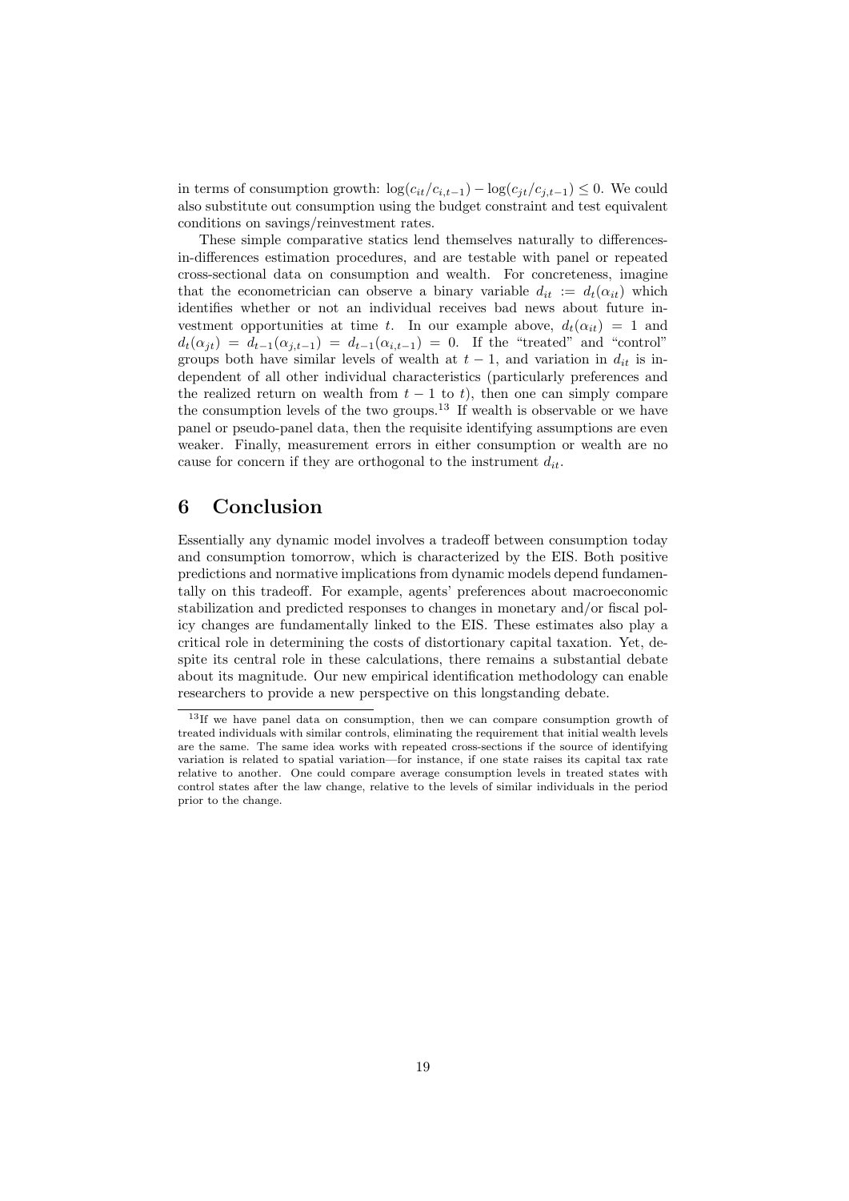in terms of consumption growth: $\log(c_{it}/c_{i,t-1}) - \log(c_{jt}/c_{j,t-1}) \leq 0$. We could also substitute out consumption using the budget constraint and test equivalent conditions on savings/reinvestment rates.

These simple comparative statics lend themselves naturally to differences-in-differences estimation procedures, and are testable with panel or repeated cross-sectional data on consumption and wealth. For concreteness, imagine that the econometrician can observe a binary variable $d_{it} := d_t(\alpha_{it})$ which identifies whether or not an individual receives bad news about future investment opportunities at time $t$. In our example above, $d_t(\alpha_{it}) = 1$ and $d_t(\alpha_{jt}) = d_{t-1}(\alpha_{j,t-1}) = d_{t-1}(\alpha_{i,t-1}) = 0$. If the "treated" and "control" groups both have similar levels of wealth at $t-1$, and variation in $d_{it}$ is independent of all other individual characteristics (particularly preferences and the realized return on wealth from $t-1$ to $t$), then one can simply compare the consumption levels of the two groups.[13] If wealth is observable or we have panel or pseudo-panel data, then the requisite identifying assumptions are even weaker. Finally, measurement errors in either consumption or wealth are no cause for concern if they are orthogonal to the instrument $d_{it}$.

# 6 Conclusion

Essentially any dynamic model involves a tradeoff between consumption today and consumption tomorrow, which is characterized by the EIS. Both positive predictions and normative implications from dynamic models depend fundamentally on this tradeoff. For example, agents' preferences about macroeconomic stabilization and predicted responses to changes in monetary and/or fiscal policy changes are fundamentally linked to the EIS. These estimates also play a critical role in determining the costs of distortionary capital taxation. Yet, despite its central role in these calculations, there remains a substantial debate about its magnitude. Our new empirical identification methodology can enable researchers to provide a new perspective on this longstanding debate.

[13] If we have panel data on consumption, then we can compare consumption growth of treated individuals with similar controls, eliminating the requirement that initial wealth levels are the same. The same idea works with repeated cross-sections if the source of identifying variation is related to spatial variation—for instance, if one state raises its capital tax rate relative to another. One could compare average consumption levels in treated states with control states after the law change, relative to the levels of similar individuals in the period prior to the change.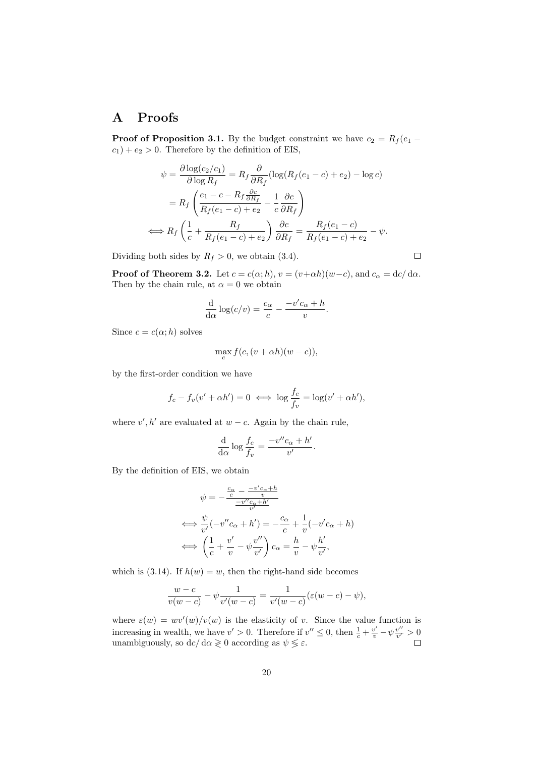# A Proofs

**Proof of Proposition 3.1.** By the budget constraint we have $c_2 = R_f(e_1 - c_1) + e_2 > 0$. Therefore by the definition of EIS,

$$
\begin{aligned}
\psi = \frac{\partial \log(c_2/c_1)}{\partial \log R_f} &= R_f \frac{\partial}{\partial R_f}(\log(R_f(e_1 - c) + e_2) - \log c) \\
&= R_f \left( \frac{e_1 - c - R_f \frac{\partial c}{\partial R_f}}{R_f(e_1 - c) + e_2} - \frac{1}{c} \frac{\partial c}{\partial R_f} \right) \\
\iff R_f \left( \frac{1}{c} + \frac{R_f}{R_f(e_1 - c) + e_2} \right) \frac{\partial c}{\partial R_f} &= \frac{R_f(e_1 - c)}{R_f(e_1 - c) + e_2} - \psi.
\end{aligned}
$$

Dividing both sides by $R_f > 0$, we obtain (3.4). ∎

**Proof of Theorem 3.2.** Let $c = c(\alpha; h)$, $v = (v + \alpha h)(w - c)$, and $c_\alpha = \mathrm{d}c / \mathrm{d}\alpha$. Then by the chain rule, at $\alpha = 0$ we obtain

$$
\frac{\mathrm{d}}{\mathrm{d}\alpha} \log(c/v) = \frac{c_\alpha}{c} - \frac{-v' c_\alpha + h}{v}.
$$

Since $c = c(\alpha; h)$ solves

$$
\max_c f(c, (v + \alpha h)(w - c)),
$$

by the first-order condition we have

$$
f_c - f_v(v' + \alpha h') = 0 \iff \log \frac{f_c}{f_v} = \log(v' + \alpha h'),
$$

where $v', h'$ are evaluated at $w - c$. Again by the chain rule,

$$
\frac{\mathrm{d}}{\mathrm{d}\alpha} \log \frac{f_c}{f_v} = \frac{-v'' c_\alpha + h'}{v'}.
$$

By the definition of EIS, we obtain

$$
\begin{aligned}
\psi &= -\frac{\frac{c_\alpha}{c} - \frac{-v' c_\alpha + h}{v}}{\frac{-v'' c_\alpha + h'}{v'}} \\
\iff \frac{\psi}{v'}(-v'' c_\alpha + h') &= -\frac{c_\alpha}{c} + \frac{1}{v}(-v' c_\alpha + h) \\
\iff \left( \frac{1}{c} + \frac{v'}{v} - \psi \frac{v''}{v'} \right) c_\alpha &= \frac{h}{v} - \psi \frac{h'}{v'},
\end{aligned}
$$

which is (3.14). If $h(w) = w$, then the right-hand side becomes

$$
\frac{w - c}{v(w - c)} - \psi \frac{1}{v'(w - c)} = \frac{1}{v'(w - c)} (\varepsilon(w - c) - \psi),
$$

where $\varepsilon(w) = w v'(w) / v(w)$ is the elasticity of $v$. Since the value function is increasing in wealth, we have $v' > 0$. Therefore if $v'' \leq 0$, then $\frac{1}{c} + \frac{v'}{v} - \psi \frac{v''}{v'} > 0$ unambiguously, so $\mathrm{d}c / \mathrm{d}\alpha \gtrless 0$ according as $\psi \lessgtr \varepsilon$. ∎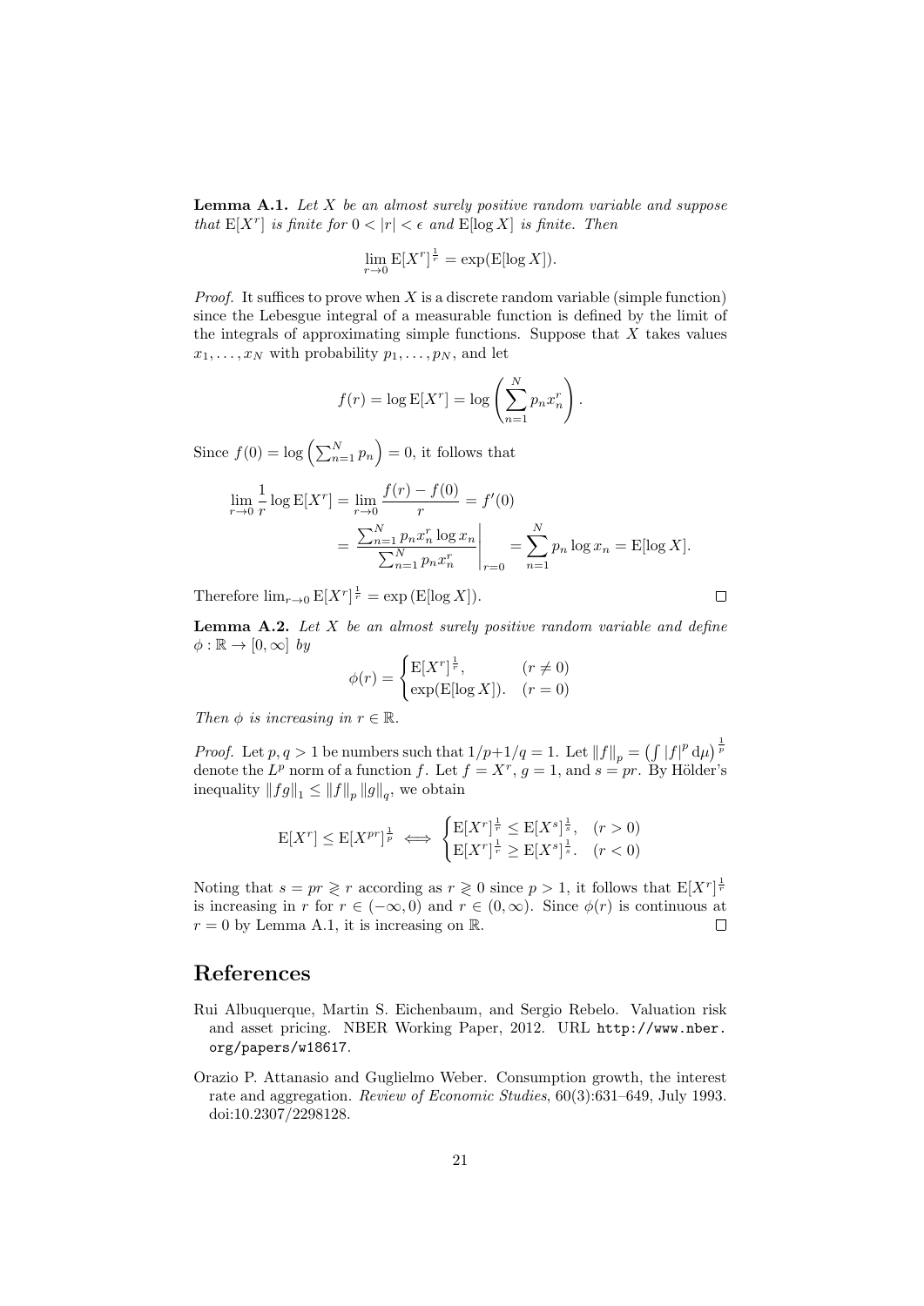**Lemma A.1.** *Let $X$ be an almost surely positive random variable and suppose that $\mathrm{E}[X^r]$ is finite for $0 < |r| < \epsilon$ and $\mathrm{E}[\log X]$ is finite. Then*

$$\lim_{r \to 0} \mathrm{E}[X^r]^{\frac{1}{r}} = \exp(\mathrm{E}[\log X]).$$

*Proof.* It suffices to prove when $X$ is a discrete random variable (simple function) since the Lebesgue integral of a measurable function is defined by the limit of the integrals of approximating simple functions. Suppose that $X$ takes values $x_1, \ldots, x_N$ with probability $p_1, \ldots, p_N$, and let

$$f(r) = \log \mathrm{E}[X^r] = \log \left( \sum_{n=1}^{N} p_n x_n^r \right).$$

Since $f(0) = \log \left( \sum_{n=1}^{N} p_n \right) = 0$, it follows that

$$\begin{aligned}
\lim_{r \to 0} \frac{1}{r} \log \mathrm{E}[X^r] &= \lim_{r \to 0} \frac{f(r) - f(0)}{r} = f'(0) \\
&= \left. \frac{\sum_{n=1}^{N} p_n x_n^r \log x_n}{\sum_{n=1}^{N} p_n x_n^r} \right|_{r=0} = \sum_{n=1}^{N} p_n \log x_n = \mathrm{E}[\log X].
\end{aligned}$$

Therefore $\lim_{r \to 0} \mathrm{E}[X^r]^{\frac{1}{r}} = \exp(\mathrm{E}[\log X])$. ∎

**Lemma A.2.** *Let $X$ be an almost surely positive random variable and define $\phi : \mathbb{R} \to [0, \infty]$ by*

$$\phi(r) = \begin{cases} \mathrm{E}[X^r]^{\frac{1}{r}}, & (r \neq 0) \\ \exp(\mathrm{E}[\log X]). & (r = 0) \end{cases}$$

*Then $\phi$ is increasing in $r \in \mathbb{R}$.*

*Proof.* Let $p, q > 1$ be numbers such that $1/p + 1/q = 1$. Let $\|f\|_p = \left( \int |f|^p \, \mathrm{d}\mu \right)^{\frac{1}{p}}$ denote the $L^p$ norm of a function $f$. Let $f = X^r$, $g = 1$, and $s = pr$. By Hölder's inequality $\|fg\|_1 \leq \|f\|_p \|g\|_q$, we obtain

$$\mathrm{E}[X^r] \leq \mathrm{E}[X^{pr}]^{\frac{1}{p}} \iff \begin{cases} \mathrm{E}[X^r]^{\frac{1}{r}} \leq \mathrm{E}[X^s]^{\frac{1}{s}}, & (r > 0) \\ \mathrm{E}[X^r]^{\frac{1}{r}} \geq \mathrm{E}[X^s]^{\frac{1}{s}}. & (r < 0) \end{cases}$$

Noting that $s = pr \gtrless r$ according as $r \gtrless 0$ since $p > 1$, it follows that $\mathrm{E}[X^r]^{\frac{1}{r}}$ is increasing in $r$ for $r \in (-\infty, 0)$ and $r \in (0, \infty)$. Since $\phi(r)$ is continuous at $r = 0$ by Lemma A.1, it is increasing on $\mathbb{R}$. ∎

# References

Rui Albuquerque, Martin S. Eichenbaum, and Sergio Rebelo. Valuation risk and asset pricing. NBER Working Paper, 2012. URL http://www.nber.org/papers/w18617.

Orazio P. Attanasio and Guglielmo Weber. Consumption growth, the interest rate and aggregation. *Review of Economic Studies*, 60(3):631–649, July 1993. doi:10.2307/2298128.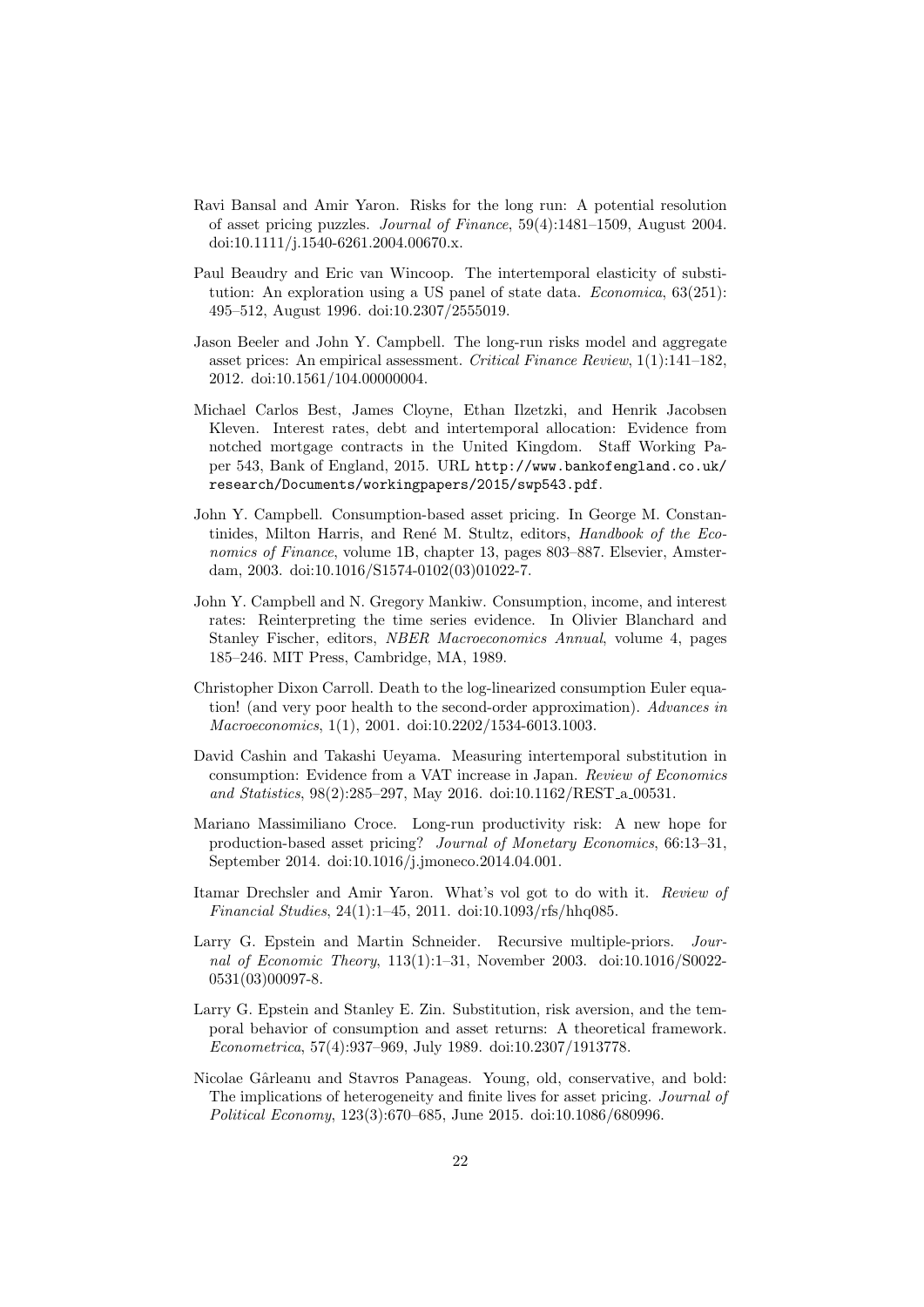Ravi Bansal and Amir Yaron. Risks for the long run: A potential resolution of asset pricing puzzles. *Journal of Finance*, 59(4):1481–1509, August 2004. doi:10.1111/j.1540-6261.2004.00670.x.

Paul Beaudry and Eric van Wincoop. The intertemporal elasticity of substitution: An exploration using a US panel of state data. *Economica*, 63(251): 495–512, August 1996. doi:10.2307/2555019.

Jason Beeler and John Y. Campbell. The long-run risks model and aggregate asset prices: An empirical assessment. *Critical Finance Review*, 1(1):141–182, 2012. doi:10.1561/104.00000004.

Michael Carlos Best, James Cloyne, Ethan Ilzetzki, and Henrik Jacobsen Kleven. Interest rates, debt and intertemporal allocation: Evidence from notched mortgage contracts in the United Kingdom. Staff Working Paper 543, Bank of England, 2015. URL `http://www.bankofengland.co.uk/research/Documents/workingpapers/2015/swp543.pdf`.

John Y. Campbell. Consumption-based asset pricing. In George M. Constantinides, Milton Harris, and René M. Stultz, editors, *Handbook of the Economics of Finance*, volume 1B, chapter 13, pages 803–887. Elsevier, Amsterdam, 2003. doi:10.1016/S1574-0102(03)01022-7.

John Y. Campbell and N. Gregory Mankiw. Consumption, income, and interest rates: Reinterpreting the time series evidence. In Olivier Blanchard and Stanley Fischer, editors, *NBER Macroeconomics Annual*, volume 4, pages 185–246. MIT Press, Cambridge, MA, 1989.

Christopher Dixon Carroll. Death to the log-linearized consumption Euler equation! (and very poor health to the second-order approximation). *Advances in Macroeconomics*, 1(1), 2001. doi:10.2202/1534-6013.1003.

David Cashin and Takashi Ueyama. Measuring intertemporal substitution in consumption: Evidence from a VAT increase in Japan. *Review of Economics and Statistics*, 98(2):285–297, May 2016. doi:10.1162/REST_a_00531.

Mariano Massimiliano Croce. Long-run productivity risk: A new hope for production-based asset pricing? *Journal of Monetary Economics*, 66:13–31, September 2014. doi:10.1016/j.jmoneco.2014.04.001.

Itamar Drechsler and Amir Yaron. What's vol got to do with it. *Review of Financial Studies*, 24(1):1–45, 2011. doi:10.1093/rfs/hhq085.

Larry G. Epstein and Martin Schneider. Recursive multiple-priors. *Journal of Economic Theory*, 113(1):1–31, November 2003. doi:10.1016/S0022-0531(03)00097-8.

Larry G. Epstein and Stanley E. Zin. Substitution, risk aversion, and the temporal behavior of consumption and asset returns: A theoretical framework. *Econometrica*, 57(4):937–969, July 1989. doi:10.2307/1913778.

Nicolae Gârleanu and Stavros Panageas. Young, old, conservative, and bold: The implications of heterogeneity and finite lives for asset pricing. *Journal of Political Economy*, 123(3):670–685, June 2015. doi:10.1086/680996.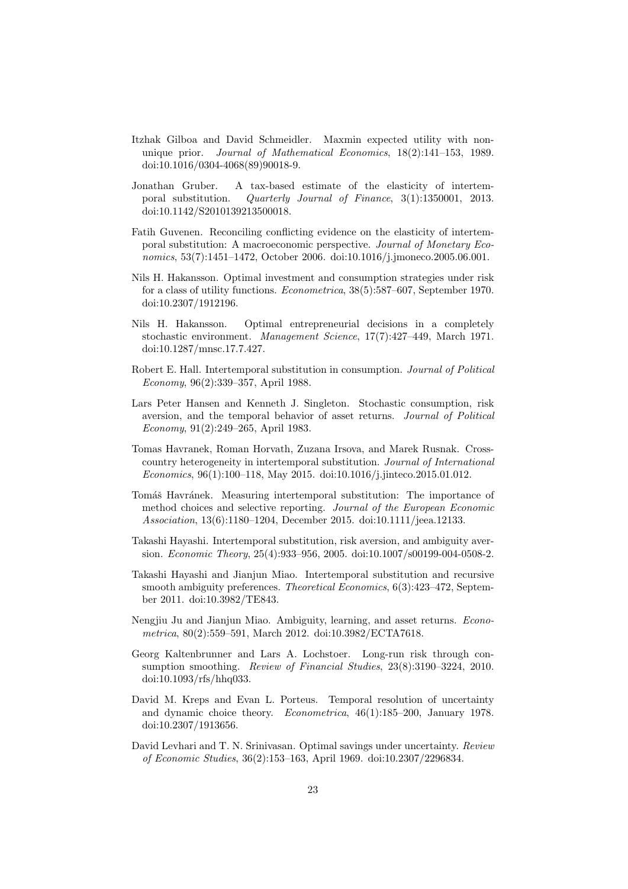Itzhak Gilboa and David Schmeidler. Maxmin expected utility with non-unique prior. *Journal of Mathematical Economics*, 18(2):141–153, 1989. doi:10.1016/0304-4068(89)90018-9.

Jonathan Gruber. A tax-based estimate of the elasticity of intertemporal substitution. *Quarterly Journal of Finance*, 3(1):1350001, 2013. doi:10.1142/S2010139213500018.

Fatih Guvenen. Reconciling conflicting evidence on the elasticity of intertemporal substitution: A macroeconomic perspective. *Journal of Monetary Economics*, 53(7):1451–1472, October 2006. doi:10.1016/j.jmoneco.2005.06.001.

Nils H. Hakansson. Optimal investment and consumption strategies under risk for a class of utility functions. *Econometrica*, 38(5):587–607, September 1970. doi:10.2307/1912196.

Nils H. Hakansson. Optimal entrepreneurial decisions in a completely stochastic environment. *Management Science*, 17(7):427–449, March 1971. doi:10.1287/mnsc.17.7.427.

Robert E. Hall. Intertemporal substitution in consumption. *Journal of Political Economy*, 96(2):339–357, April 1988.

Lars Peter Hansen and Kenneth J. Singleton. Stochastic consumption, risk aversion, and the temporal behavior of asset returns. *Journal of Political Economy*, 91(2):249–265, April 1983.

Tomas Havranek, Roman Horvath, Zuzana Irsova, and Marek Rusnak. Cross-country heterogeneity in intertemporal substitution. *Journal of International Economics*, 96(1):100–118, May 2015. doi:10.1016/j.jinteco.2015.01.012.

Tomáš Havránek. Measuring intertemporal substitution: The importance of method choices and selective reporting. *Journal of the European Economic Association*, 13(6):1180–1204, December 2015. doi:10.1111/jeea.12133.

Takashi Hayashi. Intertemporal substitution, risk aversion, and ambiguity aversion. *Economic Theory*, 25(4):933–956, 2005. doi:10.1007/s00199-004-0508-2.

Takashi Hayashi and Jianjun Miao. Intertemporal substitution and recursive smooth ambiguity preferences. *Theoretical Economics*, 6(3):423–472, September 2011. doi:10.3982/TE843.

Nengjiu Ju and Jianjun Miao. Ambiguity, learning, and asset returns. *Econometrica*, 80(2):559–591, March 2012. doi:10.3982/ECTA7618.

Georg Kaltenbrunner and Lars A. Lochstoer. Long-run risk through consumption smoothing. *Review of Financial Studies*, 23(8):3190–3224, 2010. doi:10.1093/rfs/hhq033.

David M. Kreps and Evan L. Porteus. Temporal resolution of uncertainty and dynamic choice theory. *Econometrica*, 46(1):185–200, January 1978. doi:10.2307/1913656.

David Levhari and T. N. Srinivasan. Optimal savings under uncertainty. *Review of Economic Studies*, 36(2):153–163, April 1969. doi:10.2307/2296834.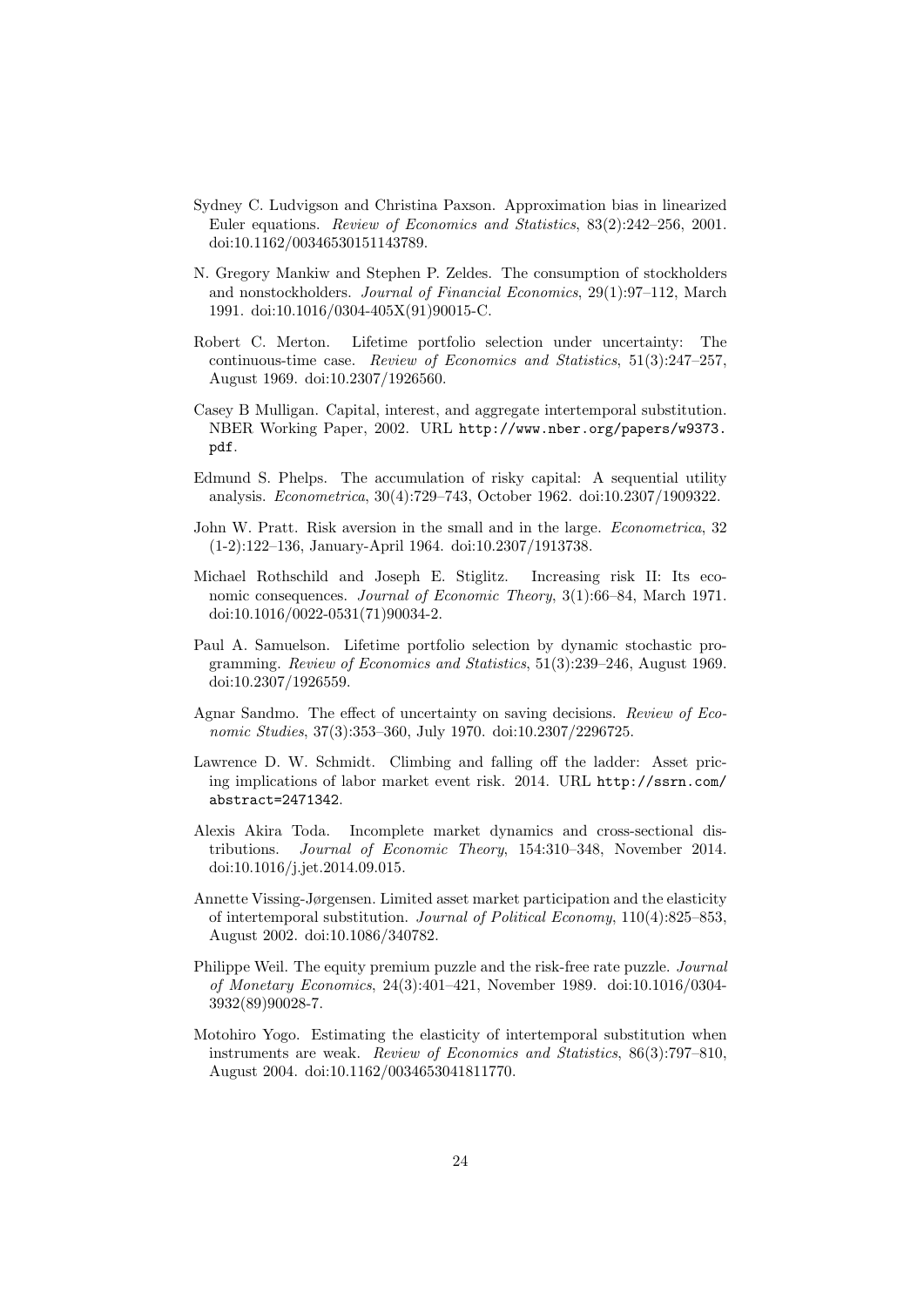Sydney C. Ludvigson and Christina Paxson. Approximation bias in linearized Euler equations. *Review of Economics and Statistics*, 83(2):242–256, 2001. doi:10.1162/00346530151143789.

N. Gregory Mankiw and Stephen P. Zeldes. The consumption of stockholders and nonstockholders. *Journal of Financial Economics*, 29(1):97–112, March 1991. doi:10.1016/0304-405X(91)90015-C.

Robert C. Merton. Lifetime portfolio selection under uncertainty: The continuous-time case. *Review of Economics and Statistics*, 51(3):247–257, August 1969. doi:10.2307/1926560.

Casey B Mulligan. Capital, interest, and aggregate intertemporal substitution. NBER Working Paper, 2002. URL http://www.nber.org/papers/w9373.pdf.

Edmund S. Phelps. The accumulation of risky capital: A sequential utility analysis. *Econometrica*, 30(4):729–743, October 1962. doi:10.2307/1909322.

John W. Pratt. Risk aversion in the small and in the large. *Econometrica*, 32 (1-2):122–136, January-April 1964. doi:10.2307/1913738.

Michael Rothschild and Joseph E. Stiglitz. Increasing risk II: Its economic consequences. *Journal of Economic Theory*, 3(1):66–84, March 1971. doi:10.1016/0022-0531(71)90034-2.

Paul A. Samuelson. Lifetime portfolio selection by dynamic stochastic programming. *Review of Economics and Statistics*, 51(3):239–246, August 1969. doi:10.2307/1926559.

Agnar Sandmo. The effect of uncertainty on saving decisions. *Review of Economic Studies*, 37(3):353–360, July 1970. doi:10.2307/2296725.

Lawrence D. W. Schmidt. Climbing and falling off the ladder: Asset pricing implications of labor market event risk. 2014. URL http://ssrn.com/abstract=2471342.

Alexis Akira Toda. Incomplete market dynamics and cross-sectional distributions. *Journal of Economic Theory*, 154:310–348, November 2014. doi:10.1016/j.jet.2014.09.015.

Annette Vissing-Jørgensen. Limited asset market participation and the elasticity of intertemporal substitution. *Journal of Political Economy*, 110(4):825–853, August 2002. doi:10.1086/340782.

Philippe Weil. The equity premium puzzle and the risk-free rate puzzle. *Journal of Monetary Economics*, 24(3):401–421, November 1989. doi:10.1016/0304-3932(89)90028-7.

Motohiro Yogo. Estimating the elasticity of intertemporal substitution when instruments are weak. *Review of Economics and Statistics*, 86(3):797–810, August 2004. doi:10.1162/0034653041811770.